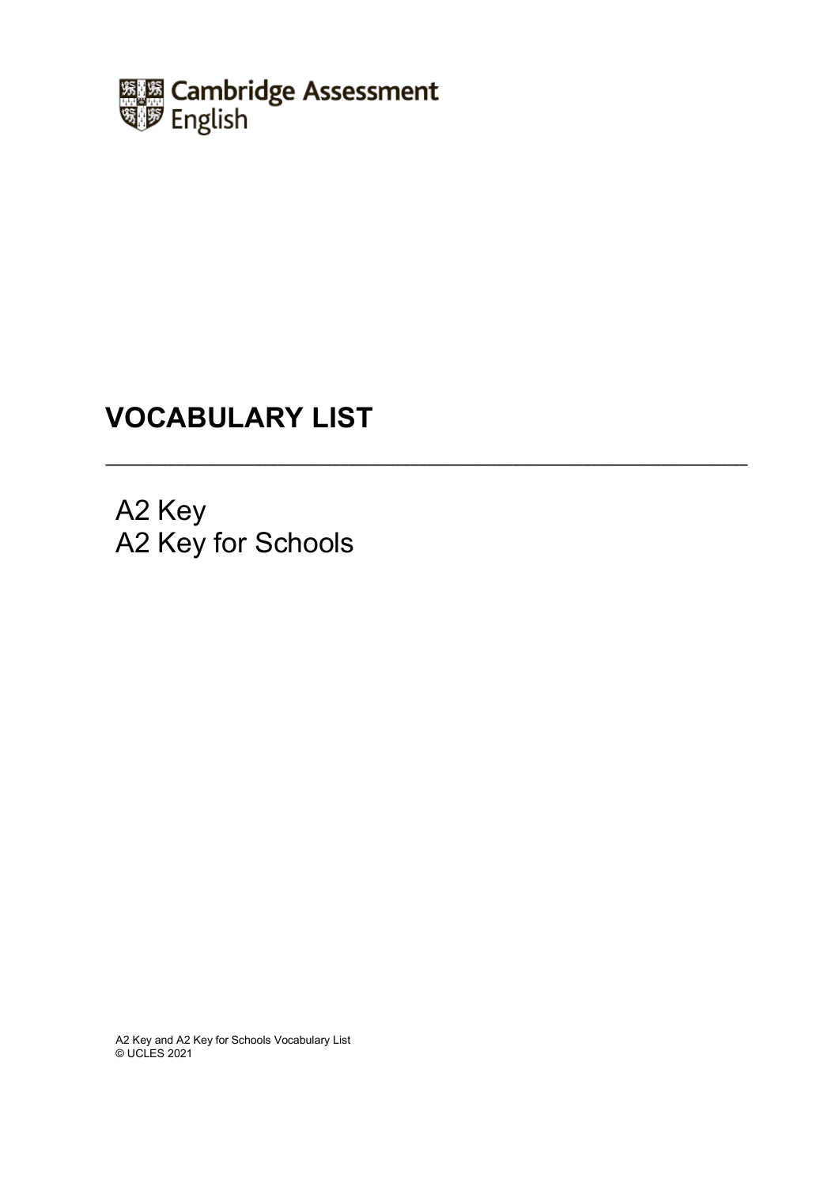Cambridge Assessment English

# VOCABULARY LIST

---

A2 Key
A2 Key for Schools

A2 Key and A2 Key for Schools Vocabulary List
© UCLES 2021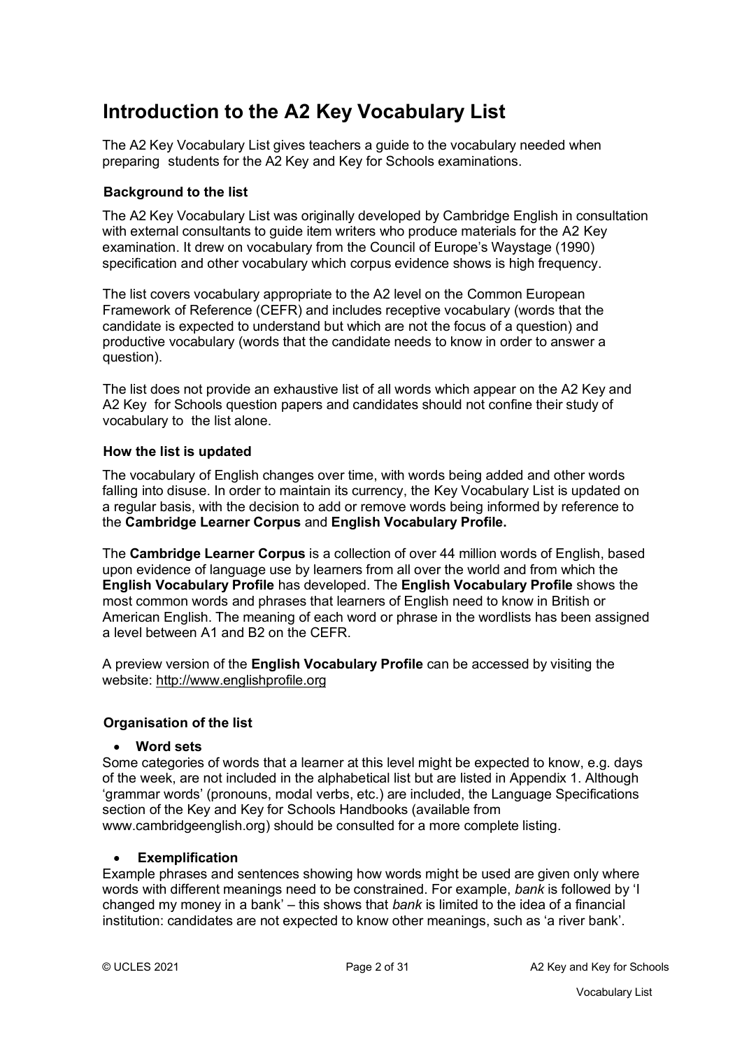# Introduction to the A2 Key Vocabulary List

The A2 Key Vocabulary List gives teachers a guide to the vocabulary needed when preparing students for the A2 Key and Key for Schools examinations.

### Background to the list

The A2 Key Vocabulary List was originally developed by Cambridge English in consultation with external consultants to guide item writers who produce materials for the A2 Key examination. It drew on vocabulary from the Council of Europe's Waystage (1990) specification and other vocabulary which corpus evidence shows is high frequency.

The list covers vocabulary appropriate to the A2 level on the Common European Framework of Reference (CEFR) and includes receptive vocabulary (words that the candidate is expected to understand but which are not the focus of a question) and productive vocabulary (words that the candidate needs to know in order to answer a question).

The list does not provide an exhaustive list of all words which appear on the A2 Key and A2 Key for Schools question papers and candidates should not confine their study of vocabulary to the list alone.

### How the list is updated

The vocabulary of English changes over time, with words being added and other words falling into disuse. In order to maintain its currency, the Key Vocabulary List is updated on a regular basis, with the decision to add or remove words being informed by reference to the **Cambridge Learner Corpus** and **English Vocabulary Profile.**

The **Cambridge Learner Corpus** is a collection of over 44 million words of English, based upon evidence of language use by learners from all over the world and from which the **English Vocabulary Profile** has developed. The **English Vocabulary Profile** shows the most common words and phrases that learners of English need to know in British or American English. The meaning of each word or phrase in the wordlists has been assigned a level between A1 and B2 on the CEFR.

A preview version of the **English Vocabulary Profile** can be accessed by visiting the website: http://www.englishprofile.org

### Organisation of the list

- **Word sets**

Some categories of words that a learner at this level might be expected to know, e.g. days of the week, are not included in the alphabetical list but are listed in Appendix 1. Although 'grammar words' (pronouns, modal verbs, etc.) are included, the Language Specifications section of the Key and Key for Schools Handbooks (available from www.cambridgeenglish.org) should be consulted for a more complete listing.

- **Exemplification**

Example phrases and sentences showing how words might be used are given only where words with different meanings need to be constrained. For example, *bank* is followed by 'I changed my money in a bank' – this shows that *bank* is limited to the idea of a financial institution: candidates are not expected to know other meanings, such as 'a river bank'.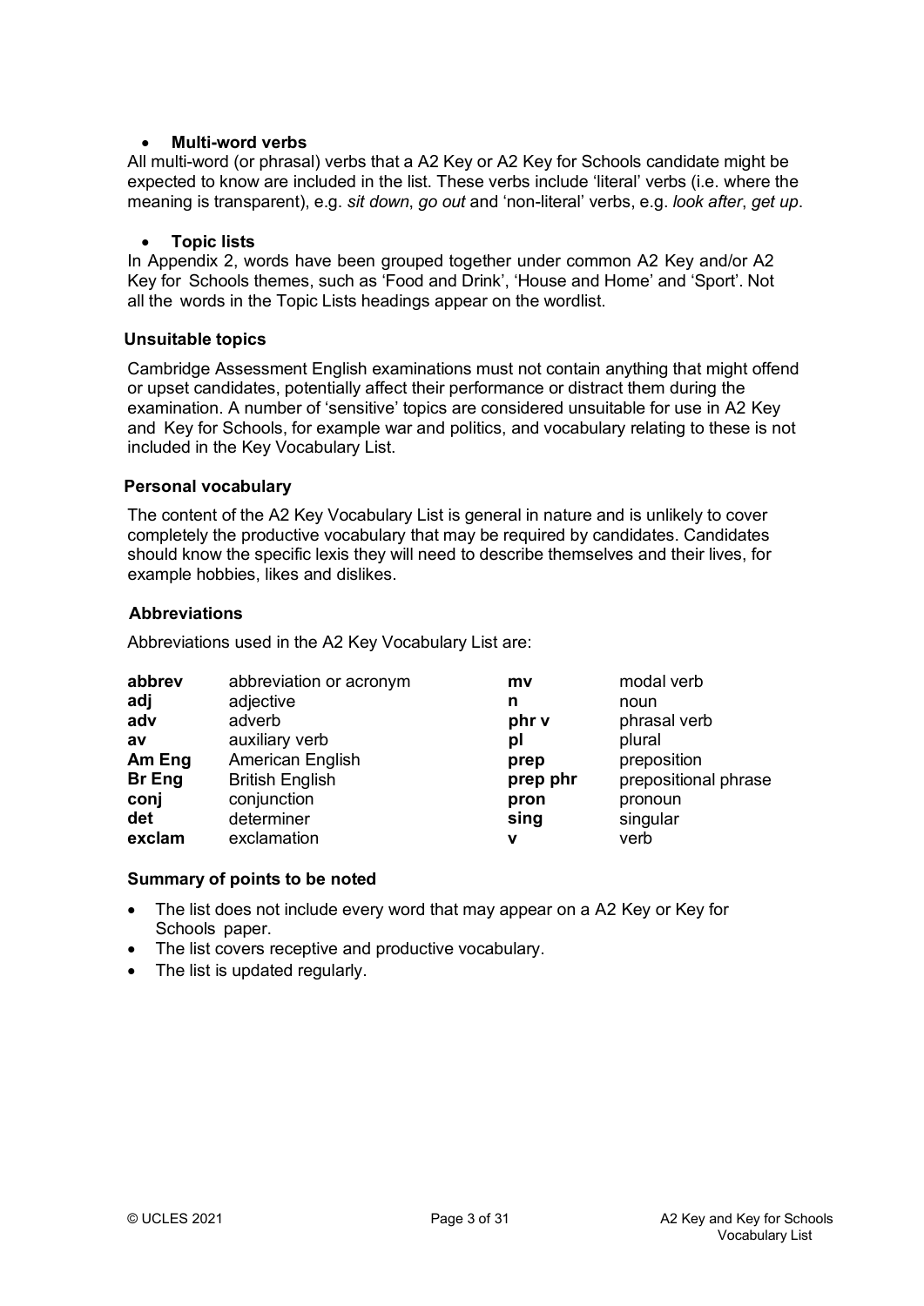- **Multi-word verbs**

All multi-word (or phrasal) verbs that a A2 Key or A2 Key for Schools candidate might be expected to know are included in the list. These verbs include 'literal' verbs (i.e. where the meaning is transparent), e.g. *sit down*, *go out* and 'non-literal' verbs, e.g. *look after*, *get up*.

- **Topic lists**

In Appendix 2, words have been grouped together under common A2 Key and/or A2 Key for Schools themes, such as 'Food and Drink', 'House and Home' and 'Sport'. Not all the words in the Topic Lists headings appear on the wordlist.

### Unsuitable topics

Cambridge Assessment English examinations must not contain anything that might offend or upset candidates, potentially affect their performance or distract them during the examination. A number of 'sensitive' topics are considered unsuitable for use in A2 Key and Key for Schools, for example war and politics, and vocabulary relating to these is not included in the Key Vocabulary List.

### Personal vocabulary

The content of the A2 Key Vocabulary List is general in nature and is unlikely to cover completely the productive vocabulary that may be required by candidates. Candidates should know the specific lexis they will need to describe themselves and their lives, for example hobbies, likes and dislikes.

### Abbreviations

Abbreviations used in the A2 Key Vocabulary List are:

| | | | |
|---|---|---|---|
| **abbrev** | abbreviation or acronym | **mv** | modal verb |
| **adj** | adjective | **n** | noun |
| **adv** | adverb | **phr v** | phrasal verb |
| **av** | auxiliary verb | **pl** | plural |
| **Am Eng** | American English | **prep** | preposition |
| **Br Eng** | British English | **prep phr** | prepositional phrase |
| **conj** | conjunction | **pron** | pronoun |
| **det** | determiner | **sing** | singular |
| **exclam** | exclamation | **v** | verb |

### Summary of points to be noted

- The list does not include every word that may appear on a A2 Key or Key for Schools paper.
- The list covers receptive and productive vocabulary.
- The list is updated regularly.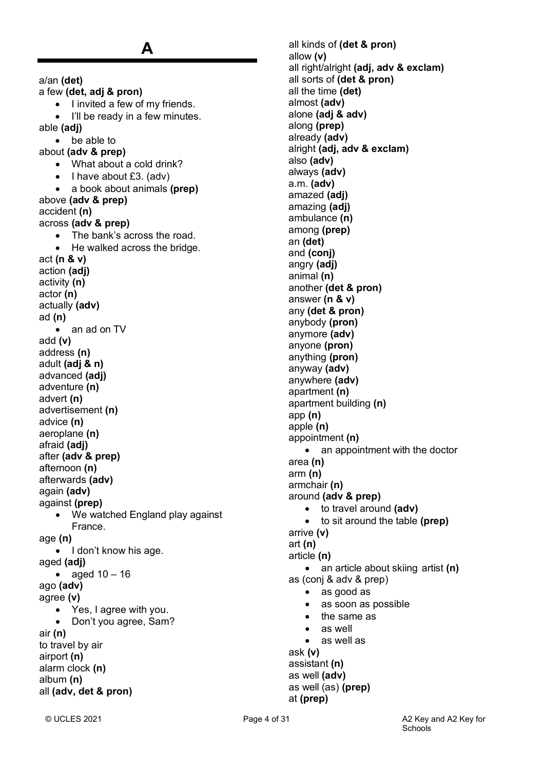# A

a/an **(det)**
a few **(det, adj & pron)**
- I invited a few of my friends.
- I'll be ready in a few minutes.

able **(adj)**
- be able to

about **(adv & prep)**
- What about a cold drink?
- I have about £3. (adv)
- a book about animals **(prep)**

above **(adv & prep)**
accident **(n)**
across **(adv & prep)**
- The bank's across the road.
- He walked across the bridge.

act **(n & v)**
action **(adj)**
activity **(n)**
actor **(n)**
actually **(adv)**
ad **(n)**
- an ad on TV

add **(v)**
address **(n)**
adult **(adj & n)**
advanced **(adj)**
adventure **(n)**
advert **(n)**
advertisement **(n)**
advice **(n)**
aeroplane **(n)**
afraid **(adj)**
after **(adv & prep)**
afternoon **(n)**
afterwards **(adv)**
again **(adv)**
against **(prep)**
- We watched England play against France.

age **(n)**
- I don't know his age.

aged **(adj)**
- aged 10 – 16

ago **(adv)**
agree **(v)**
- Yes, I agree with you.
- Don't you agree, Sam?

air **(n)**
to travel by air
airport **(n)**
alarm clock **(n)**
album **(n)**
all **(adv, det & pron)**
all kinds of **(det & pron)**
allow **(v)**
all right/alright **(adj, adv & exclam)**
all sorts of **(det & pron)**
all the time **(det)**
almost **(adv)**
alone **(adj & adv)**
along **(prep)**
already **(adv)**
alright **(adj, adv & exclam)**
also **(adv)**
always **(adv)**
a.m. **(adv)**
amazed **(adj)**
amazing **(adj)**
ambulance **(n)**
among **(prep)**
an **(det)**
and **(conj)**
angry **(adj)**
animal **(n)**
another **(det & pron)**
answer **(n & v)**
any **(det & pron)**
anybody **(pron)**
anymore **(adv)**
anyone **(pron)**
anything **(pron)**
anyway **(adv)**
anywhere **(adv)**
apartment **(n)**
apartment building **(n)**
app **(n)**
apple **(n)**
appointment **(n)**
- an appointment with the doctor

area **(n)**
arm **(n)**
armchair **(n)**
around **(adv & prep)**
- to travel around **(adv)**
- to sit around the table **(prep)**

arrive **(v)**
art **(n)**
article **(n)**
- an article about skiing artist **(n)**

as (conj & adv & prep)
- as good as
- as soon as possible
- the same as
- as well
- as well as

ask **(v)**
assistant **(n)**
as well **(adv)**
as well (as) **(prep)**
at **(prep)**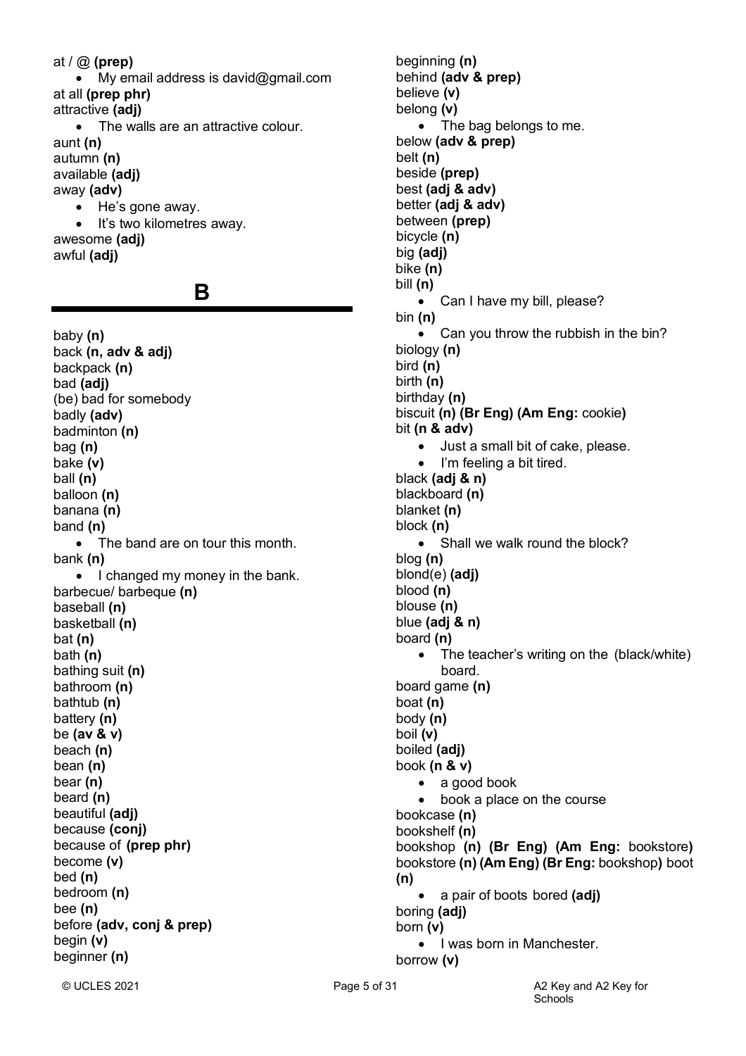at / @ **(prep)**

- My email address is david@gmail.com

at all **(prep phr)**
attractive **(adj)**

- The walls are an attractive colour.

aunt **(n)**
autumn **(n)**
available **(adj)**
away **(adv)**

- He's gone away.
- It's two kilometres away.

awesome **(adj)**
awful **(adj)**

## B

baby **(n)**
back **(n, adv & adj)**
backpack **(n)**
bad **(adj)**
(be) bad for somebody
badly **(adv)**
badminton **(n)**
bag **(n)**
bake **(v)**
ball **(n)**
balloon **(n)**
banana **(n)**
band **(n)**

- The band are on tour this month.

bank **(n)**

- I changed my money in the bank.

barbecue/ barbeque **(n)**
baseball **(n)**
basketball **(n)**
bat **(n)**
bath **(n)**
bathing suit **(n)**
bathroom **(n)**
bathtub **(n)**
battery **(n)**
be **(av & v)**
beach **(n)**
bean **(n)**
bear **(n)**
beard **(n)**
beautiful **(adj)**
because **(conj)**
because of **(prep phr)**
become **(v)**
bed **(n)**
bedroom **(n)**
bee **(n)**
before **(adv, conj & prep)**
begin **(v)**
beginner **(n)**
beginning **(n)**
behind **(adv & prep)**
believe **(v)**
belong **(v)**

- The bag belongs to me.

below **(adv & prep)**
belt **(n)**
beside **(prep)**
best **(adj & adv)**
better **(adj & adv)**
between **(prep)**
bicycle **(n)**
big **(adj)**
bike **(n)**
bill **(n)**

- Can I have my bill, please?

bin **(n)**

- Can you throw the rubbish in the bin?

biology **(n)**
bird **(n)**
birth **(n)**
birthday **(n)**
biscuit **(n) (Br Eng) (Am Eng:** cookie**)**
bit **(n & adv)**

- Just a small bit of cake, please.
- I'm feeling a bit tired.

black **(adj & n)**
blackboard **(n)**
blanket **(n)**
block **(n)**

- Shall we walk round the block?

blog **(n)**
blond(e) **(adj)**
blood **(n)**
blouse **(n)**
blue **(adj & n)**
board **(n)**

- The teacher's writing on the (black/white) board.

board game **(n)**
boat **(n)**
body **(n)**
boil **(v)**
boiled **(adj)**
book **(n & v)**

- a good book
- book a place on the course

bookcase **(n)**
bookshelf **(n)**
bookshop **(n) (Br Eng) (Am Eng:** bookstore**)**
bookstore **(n) (Am Eng) (Br Eng:** bookshop**)**
boot **(n)**

- a pair of boots

bored **(adj)**
boring **(adj)**
born **(v)**

- I was born in Manchester.

borrow **(v)**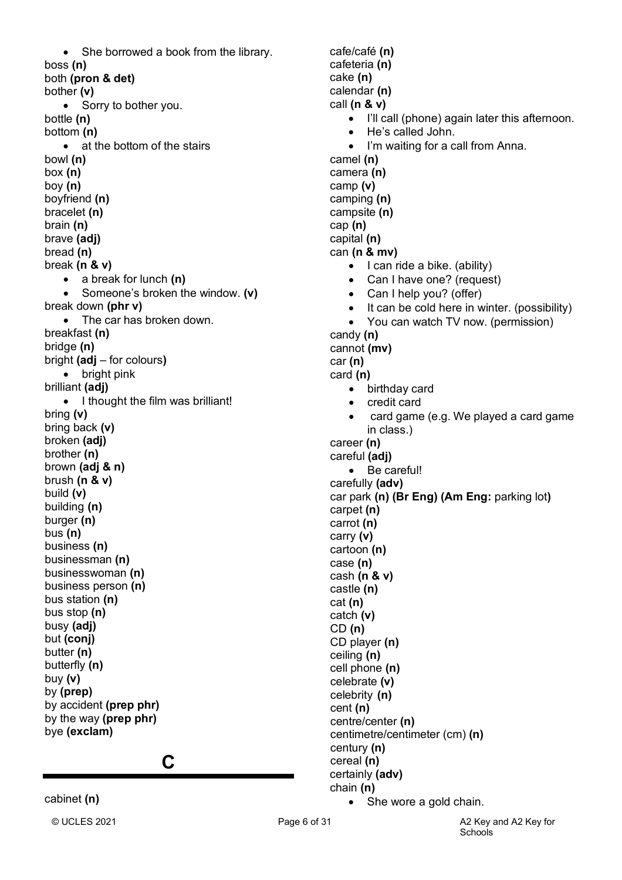- She borrowed a book from the library.

boss **(n)**
both **(pron & det)**
bother **(v)**

- Sorry to bother you.

bottle **(n)**
bottom **(n)**

- at the bottom of the stairs

bowl **(n)**
box **(n)**
boy **(n)**
boyfriend **(n)**
bracelet **(n)**
brain **(n)**
brave **(adj)**
bread **(n)**
break **(n & v)**

- a break for lunch **(n)**
- Someone's broken the window. **(v)**

break down **(phr v)**

- The car has broken down.

breakfast **(n)**
bridge **(n)**
bright **(adj** – for colours**)**

- bright pink

brilliant **(adj)**

- I thought the film was brilliant!

bring **(v)**
bring back **(v)**
broken **(adj)**
brother **(n)**
brown **(adj & n)**
brush **(n & v)**
build **(v)**
building **(n)**
burger **(n)**
bus **(n)**
business **(n)**
businessman **(n)**
businesswoman **(n)**
business person **(n)**
bus station **(n)**
bus stop **(n)**
busy **(adj)**
but **(conj)**
butter **(n)**
butterfly **(n)**
buy **(v)**
by **(prep)**
by accident **(prep phr)**
by the way **(prep phr)**
bye **(exclam)**

## C

cabinet **(n)**
cafe/café **(n)**
cafeteria **(n)**
cake **(n)**
calendar **(n)**
call **(n & v)**

- I'll call (phone) again later this afternoon.
- He's called John.
- I'm waiting for a call from Anna.

camel **(n)**
camera **(n)**
camp **(v)**
camping **(n)**
campsite **(n)**
cap **(n)**
capital **(n)**
can **(n & mv)**

- I can ride a bike. (ability)
- Can I have one? (request)
- Can I help you? (offer)
- It can be cold here in winter. (possibility)
- You can watch TV now. (permission)

candy **(n)**
cannot **(mv)**
car **(n)**
card **(n)**

- birthday card
- credit card
- card game (e.g. We played a card game in class.)

career **(n)**
careful **(adj)**

- Be careful!

carefully **(adv)**
car park **(n) (Br Eng) (Am Eng:** parking lot**)**
carpet **(n)**
carrot **(n)**
carry **(v)**
cartoon **(n)**
case **(n)**
cash **(n & v)**
castle **(n)**
cat **(n)**
catch **(v)**
CD **(n)**
CD player **(n)**
ceiling **(n)**
cell phone **(n)**
celebrate **(v)**
celebrity **(n)**
cent **(n)**
centre/center **(n)**
centimetre/centimeter (cm) **(n)**
century **(n)**
cereal **(n)**
certainly **(adv)**
chain **(n)**

- She wore a gold chain.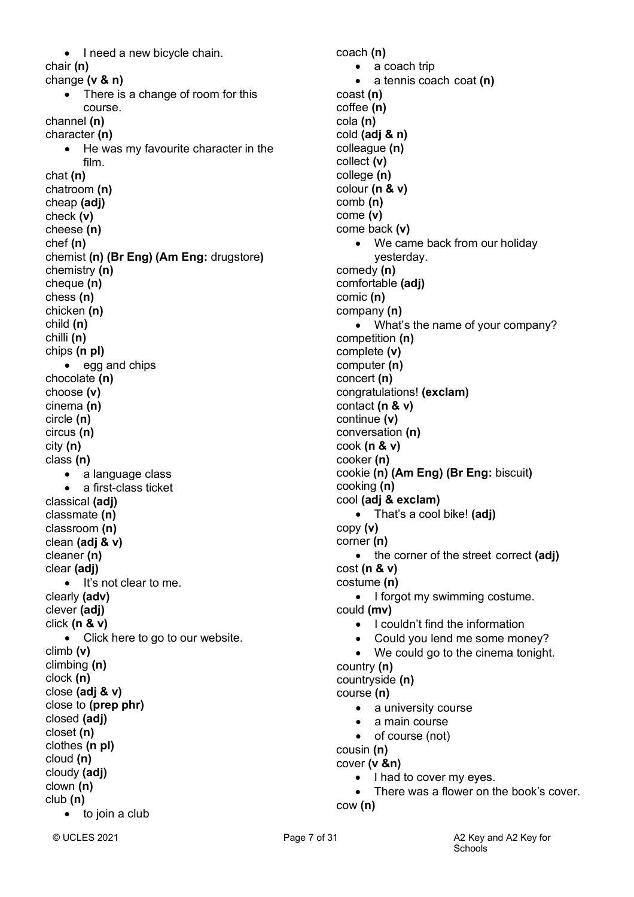- I need a new bicycle chain.

chair **(n)**
change **(v & n)**

- There is a change of room for this course.

channel **(n)**
character **(n)**

- He was my favourite character in the film.

chat **(n)**
chatroom **(n)**
cheap **(adj)**
check **(v)**
cheese **(n)**
chef **(n)**
chemist **(n) (Br Eng) (Am Eng:** drugstore**)**
chemistry **(n)**
cheque **(n)**
chess **(n)**
chicken **(n)**
child **(n)**
chilli **(n)**
chips **(n pl)**

- egg and chips

chocolate **(n)**
choose **(v)**
cinema **(n)**
circle **(n)**
circus **(n)**
city **(n)**
class **(n)**

- a language class
- a first-class ticket

classical **(adj)**
classmate **(n)**
classroom **(n)**
clean **(adj & v)**
cleaner **(n)**
clear **(adj)**

- It's not clear to me.

clearly **(adv)**
clever **(adj)**
click **(n & v)**

- Click here to go to our website.

climb **(v)**
climbing **(n)**
clock **(n)**
close **(adj & v)**
close to **(prep phr)**
closed **(adj)**
closet **(n)**
clothes **(n pl)**
cloud **(n)**
cloudy **(adj)**
clown **(n)**
club **(n)**

- to join a club

coach **(n)**

- a coach trip
- a tennis coach

coat **(n)**
coast **(n)**
coffee **(n)**
cola **(n)**
cold **(adj & n)**
colleague **(n)**
collect **(v)**
college **(n)**
colour **(n & v)**
comb **(n)**
come **(v)**
come back **(v)**

- We came back from our holiday yesterday.

comedy **(n)**
comfortable **(adj)**
comic **(n)**
company **(n)**

- What's the name of your company?

competition **(n)**
complete **(v)**
computer **(n)**
concert **(n)**
congratulations! **(exclam)**
contact **(n & v)**
continue **(v)**
conversation **(n)**
cook **(n & v)**
cooker **(n)**
cookie **(n) (Am Eng) (Br Eng:** biscuit**)**
cooking **(n)**
cool **(adj & exclam)**

- That's a cool bike! **(adj)**

copy **(v)**
corner **(n)**

- the corner of the street

correct **(adj)**
cost **(n & v)**
costume **(n)**

- I forgot my swimming costume.

could **(mv)**

- I couldn't find the information
- Could you lend me some money?
- We could go to the cinema tonight.

country **(n)**
countryside **(n)**
course **(n)**

- a university course
- a main course
- of course (not)

cousin **(n)**
cover **(v &n)**

- I had to cover my eyes.
- There was a flower on the book's cover.

cow **(n)**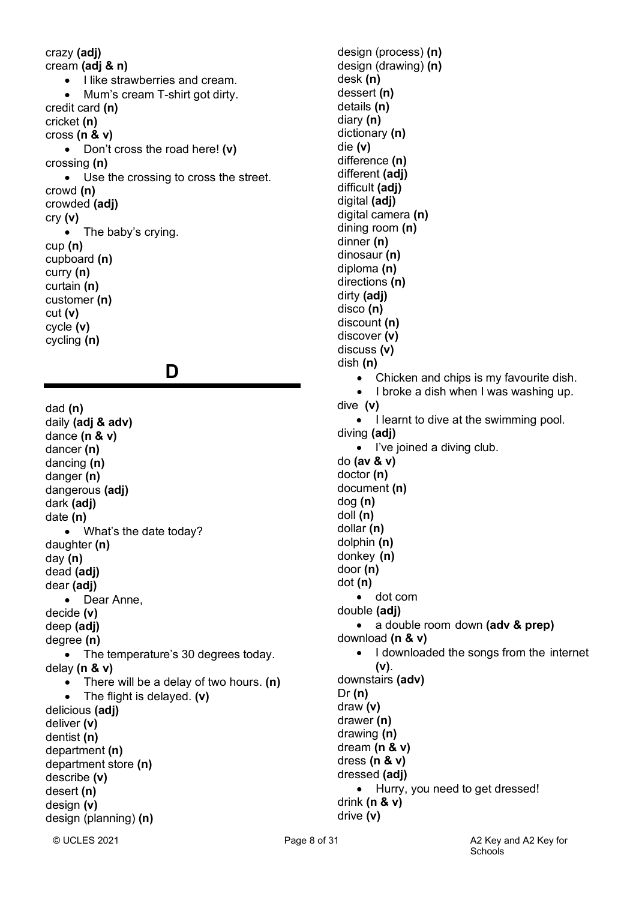crazy **(adj)**
cream **(adj & n)**

- I like strawberries and cream.
- Mum's cream T-shirt got dirty.

credit card **(n)**
cricket **(n)**
cross **(n & v)**

- Don't cross the road here! **(v)**

crossing **(n)**

- Use the crossing to cross the street.

crowd **(n)**
crowded **(adj)**
cry **(v)**

- The baby's crying.

cup **(n)**
cupboard **(n)**
curry **(n)**
curtain **(n)**
customer **(n)**
cut **(v)**
cycle **(v)**
cycling **(n)**

# D

dad **(n)**
daily **(adj & adv)**
dance **(n & v)**
dancer **(n)**
dancing **(n)**
danger **(n)**
dangerous **(adj)**
dark **(adj)**
date **(n)**

- What's the date today?

daughter **(n)**
day **(n)**
dead **(adj)**
dear **(adj)**

- Dear Anne,

decide **(v)**
deep **(adj)**
degree **(n)**

- The temperature's 30 degrees today.

delay **(n & v)**

- There will be a delay of two hours. **(n)**
- The flight is delayed. **(v)**

delicious **(adj)**
deliver **(v)**
dentist **(n)**
department **(n)**
department store **(n)**
describe **(v)**
desert **(n)**
design **(v)**
design (planning) **(n)**
design (process) **(n)**
design (drawing) **(n)**
desk **(n)**
dessert **(n)**
details **(n)**
diary **(n)**
dictionary **(n)**
die **(v)**
difference **(n)**
different **(adj)**
difficult **(adj)**
digital **(adj)**
digital camera **(n)**
dining room **(n)**
dinner **(n)**
dinosaur **(n)**
diploma **(n)**
directions **(n)**
dirty **(adj)**
disco **(n)**
discount **(n)**
discover **(v)**
discuss **(v)**
dish **(n)**

- Chicken and chips is my favourite dish.
- I broke a dish when I was washing up.

dive **(v)**

- I learnt to dive at the swimming pool.

diving **(adj)**

- I've joined a diving club.

do **(av & v)**
doctor **(n)**
document **(n)**
dog **(n)**
doll **(n)**
dollar **(n)**
dolphin **(n)**
donkey **(n)**
door **(n)**
dot **(n)**

- dot com

double **(adj)**

- a double room down **(adv & prep)**

download **(n & v)**

- I downloaded the songs from the internet **(v)**.

downstairs **(adv)**
Dr **(n)**
draw **(v)**
drawer **(n)**
drawing **(n)**
dream **(n & v)**
dress **(n & v)**
dressed **(adj)**

- Hurry, you need to get dressed!

drink **(n & v)**
drive **(v)**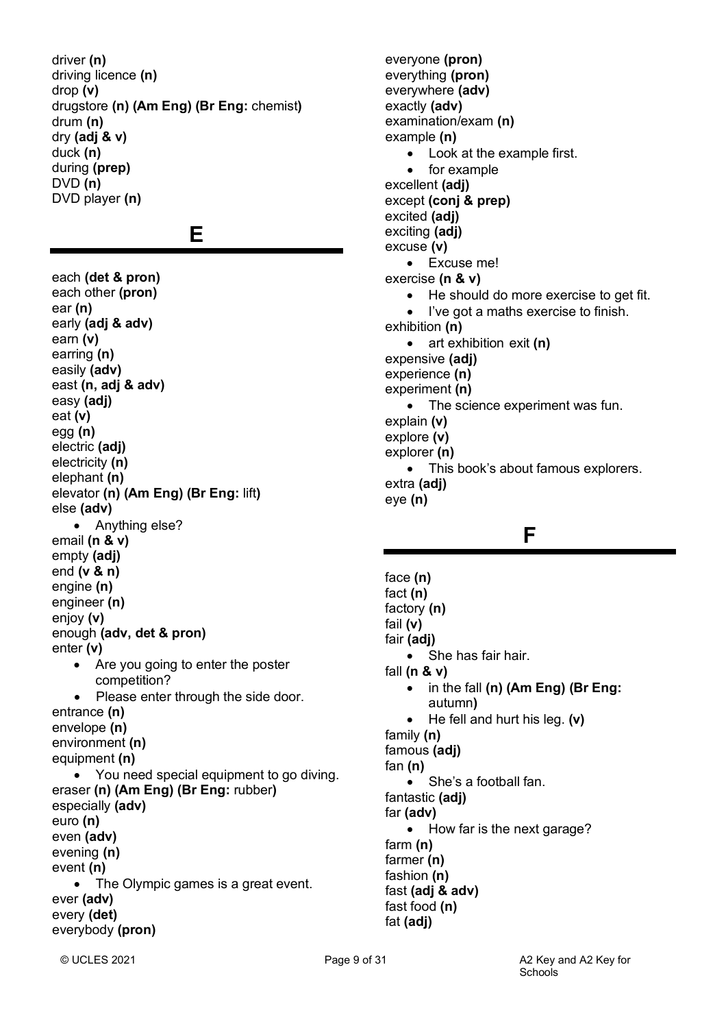driver **(n)**
driving licence **(n)**
drop **(v)**
drugstore **(n) (Am Eng) (Br Eng:** chemist**)**
drum **(n)**
dry **(adj & v)**
duck **(n)**
during **(prep)**
DVD **(n)**
DVD player **(n)**

## E

each **(det & pron)**
each other **(pron)**
ear **(n)**
early **(adj & adv)**
earn **(v)**
earring **(n)**
easily **(adv)**
east **(n, adj & adv)**
easy **(adj)**
eat **(v)**
egg **(n)**
electric **(adj)**
electricity **(n)**
elephant **(n)**
elevator **(n) (Am Eng) (Br Eng:** lift**)**
else **(adv)**
- Anything else?

email **(n & v)**
empty **(adj)**
end **(v & n)**
engine **(n)**
engineer **(n)**
enjoy **(v)**
enough **(adv, det & pron)**
enter **(v)**
- Are you going to enter the poster competition?
- Please enter through the side door.

entrance **(n)**
envelope **(n)**
environment **(n)**
equipment **(n)**
- You need special equipment to go diving.

eraser **(n) (Am Eng) (Br Eng:** rubber**)**
especially **(adv)**
euro **(n)**
even **(adv)**
evening **(n)**
event **(n)**
- The Olympic games is a great event.

ever **(adv)**
every **(det)**
everybody **(pron)**
everyone **(pron)**
everything **(pron)**
everywhere **(adv)**
exactly **(adv)**
examination/exam **(n)**
example **(n)**
- Look at the example first.
- for example

excellent **(adj)**
except **(conj & prep)**
excited **(adj)**
exciting **(adj)**
excuse **(v)**
- Excuse me!

exercise **(n & v)**
- He should do more exercise to get fit.
- I've got a maths exercise to finish.

exhibition **(n)**
- art exhibition exit **(n)**

expensive **(adj)**
experience **(n)**
experiment **(n)**
- The science experiment was fun.

explain **(v)**
explore **(v)**
explorer **(n)**
- This book's about famous explorers.

extra **(adj)**
eye **(n)**

## F

face **(n)**
fact **(n)**
factory **(n)**
fail **(v)**
fair **(adj)**
- She has fair hair.

fall **(n & v)**
- in the fall **(n) (Am Eng) (Br Eng:** autumn**)**
- He fell and hurt his leg. **(v)**

family **(n)**
famous **(adj)**
fan **(n)**
- She's a football fan.

fantastic **(adj)**
far **(adv)**
- How far is the next garage?

farm **(n)**
farmer **(n)**
fashion **(n)**
fast **(adj & adv)**
fast food **(n)**
fat **(adj)**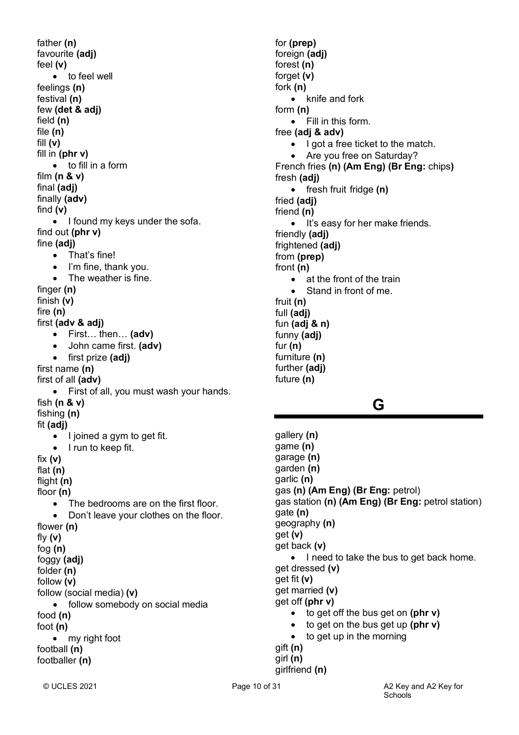father **(n)**
favourite **(adj)**
feel **(v)**

- to feel well

feelings **(n)**
festival **(n)**
few **(det & adj)**
field **(n)**
file **(n)**
fill **(v)**
fill in **(phr v)**

- to fill in a form

film **(n & v)**
final **(adj)**
finally **(adv)**
find **(v)**

- I found my keys under the sofa.

find out **(phr v)**
fine **(adj)**

- That's fine!
- I'm fine, thank you.
- The weather is fine.

finger **(n)**
finish **(v)**
fire **(n)**
first **(adv & adj)**

- First… then… **(adv)**
- John came first. **(adv)**
- first prize **(adj)**

first name **(n)**
first of all **(adv)**

- First of all, you must wash your hands.

fish **(n & v)**
fishing **(n)**
fit **(adj)**

- I joined a gym to get fit.
- I run to keep fit.

fix **(v)**
flat **(n)**
flight **(n)**
floor **(n)**

- The bedrooms are on the first floor.
- Don't leave your clothes on the floor.

flower **(n)**
fly **(v)**
fog **(n)**
foggy **(adj)**
folder **(n)**
follow **(v)**
follow (social media) **(v)**

- follow somebody on social media

food **(n)**
foot **(n)**

- my right foot

football **(n)**
footballer **(n)**
for **(prep)**
foreign **(adj)**
forest **(n)**
forget **(v)**
fork **(n)**

- knife and fork

form **(n)**

- Fill in this form.

free **(adj & adv)**

- I got a free ticket to the match.
- Are you free on Saturday?

French fries **(n) (Am Eng) (Br Eng:** chips**)**
fresh **(adj)**

- fresh fruit fridge **(n)**

fried **(adj)**
friend **(n)**

- It's easy for her make friends.

friendly **(adj)**
frightened **(adj)**
from **(prep)**
front **(n)**

- at the front of the train
- Stand in front of me.

fruit **(n)**
full **(adj)**
fun **(adj & n)**
funny **(adj)**
fur **(n)**
furniture **(n)**
further **(adj)**
future **(n)**

## G

gallery **(n)**
game **(n)**
garage **(n)**
garden **(n)**
garlic **(n)**
gas **(n) (Am Eng) (Br Eng:** petrol)
gas station **(n) (Am Eng) (Br Eng:** petrol station)
gate **(n)**
geography **(n)**
get **(v)**
get back **(v)**

- I need to take the bus to get back home.

get dressed **(v)**
get fit **(v)**
get married **(v)**
get off **(phr v)**

- to get off the bus get on **(phr v)**
- to get on the bus get up **(phr v)**
- to get up in the morning

gift **(n)**
girl **(n)**
girlfriend **(n)**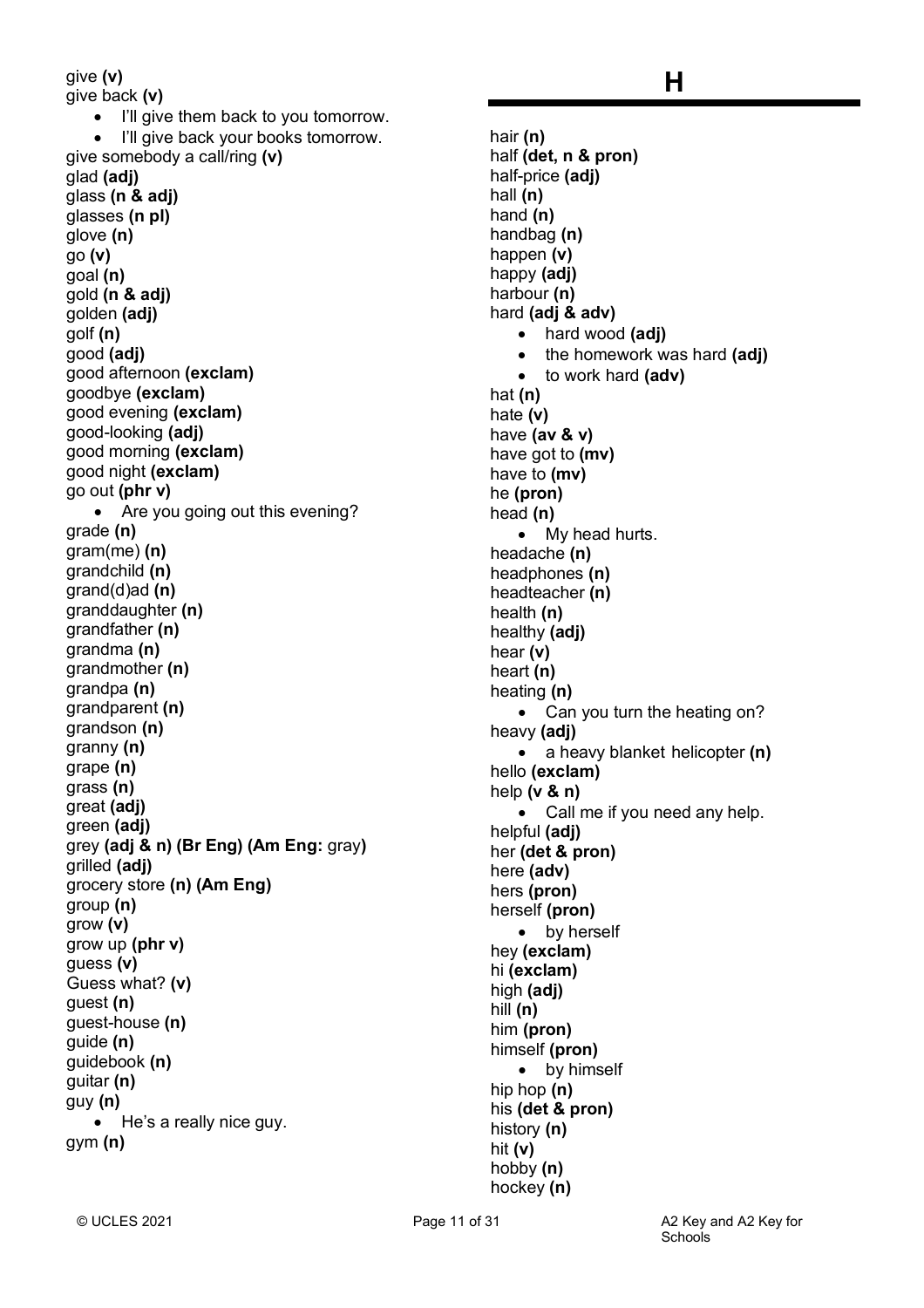give **(v)**
give back **(v)**

- I'll give them back to you tomorrow.
- I'll give back your books tomorrow.

give somebody a call/ring **(v)**
glad **(adj)**
glass **(n & adj)**
glasses **(n pl)**
glove **(n)**
go **(v)**
goal **(n)**
gold **(n & adj)**
golden **(adj)**
golf **(n)**
good **(adj)**
good afternoon **(exclam)**
goodbye **(exclam)**
good evening **(exclam)**
good-looking **(adj)**
good morning **(exclam)**
good night **(exclam)**
go out **(phr v)**

- Are you going out this evening?

grade **(n)**
gram(me) **(n)**
grandchild **(n)**
grand(d)ad **(n)**
granddaughter **(n)**
grandfather **(n)**
grandma **(n)**
grandmother **(n)**
grandpa **(n)**
grandparent **(n)**
grandson **(n)**
granny **(n)**
grape **(n)**
grass **(n)**
great **(adj)**
green **(adj)**
grey **(adj & n) (Br Eng) (Am Eng:** gray**)**
grilled **(adj)**
grocery store **(n) (Am Eng)**
group **(n)**
grow **(v)**
grow up **(phr v)**
guess **(v)**
Guess what? **(v)**
guest **(n)**
guest-house **(n)**
guide **(n)**
guidebook **(n)**
guitar **(n)**
guy **(n)**

- He's a really nice guy.

gym **(n)**

# H

hair **(n)**
half **(det, n & pron)**
half-price **(adj)**
hall **(n)**
hand **(n)**
handbag **(n)**
happen **(v)**
happy **(adj)**
harbour **(n)**
hard **(adj & adv)**

- hard wood **(adj)**
- the homework was hard **(adj)**
- to work hard **(adv)**

hat **(n)**
hate **(v)**
have **(av & v)**
have got to **(mv)**
have to **(mv)**
he **(pron)**
head **(n)**

- My head hurts.

headache **(n)**
headphones **(n)**
headteacher **(n)**
health **(n)**
healthy **(adj)**
hear **(v)**
heart **(n)**
heating **(n)**

- Can you turn the heating on?

heavy **(adj)**

- a heavy blanket helicopter **(n)**

hello **(exclam)**
help **(v & n)**

- Call me if you need any help.

helpful **(adj)**
her **(det & pron)**
here **(adv)**
hers **(pron)**
herself **(pron)**

- by herself

hey **(exclam)**
hi **(exclam)**
high **(adj)**
hill **(n)**
him **(pron)**
himself **(pron)**

- by himself

hip hop **(n)**
his **(det & pron)**
history **(n)**
hit **(v)**
hobby **(n)**
hockey **(n)**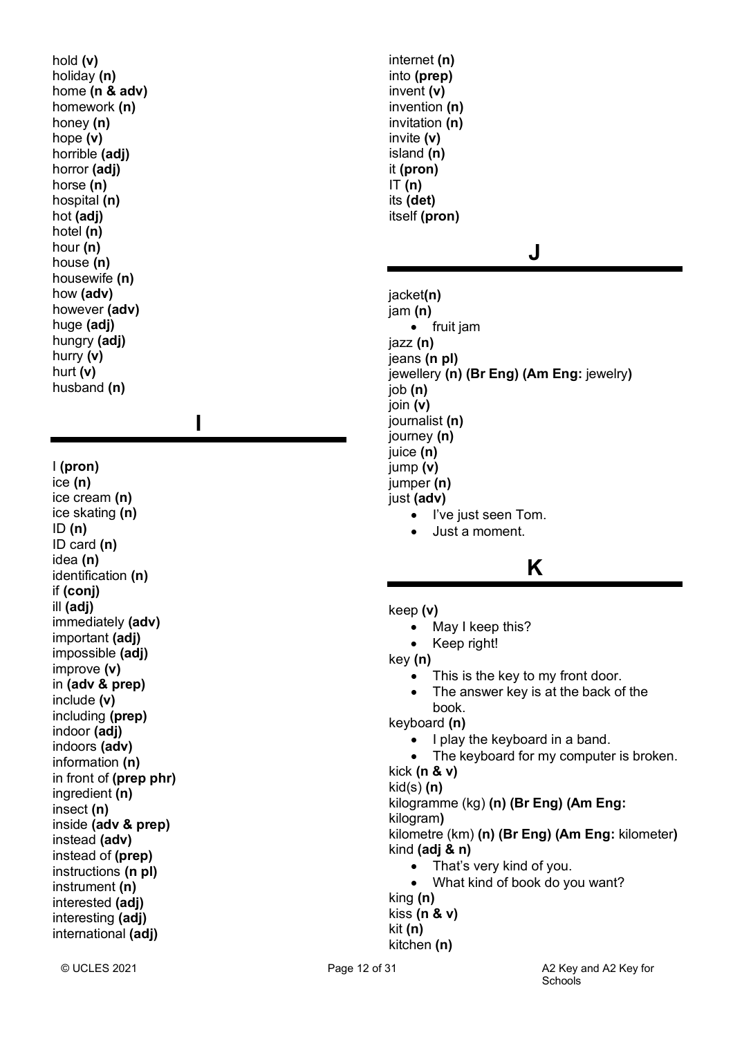hold **(v)**
holiday **(n)**
home **(n & adv)**
homework **(n)**
honey **(n)**
hope **(v)**
horrible **(adj)**
horror **(adj)**
horse **(n)**
hospital **(n)**
hot **(adj)**
hotel **(n)**
hour **(n)**
house **(n)**
housewife **(n)**
how **(adv)**
however **(adv)**
huge **(adj)**
hungry **(adj)**
hurry **(v)**
hurt **(v)**
husband **(n)**

## I

I **(pron)**
ice **(n)**
ice cream **(n)**
ice skating **(n)**
ID **(n)**
ID card **(n)**
idea **(n)**
identification **(n)**
if **(conj)**
ill **(adj)**
immediately **(adv)**
important **(adj)**
impossible **(adj)**
improve **(v)**
in **(adv & prep)**
include **(v)**
including **(prep)**
indoor **(adj)**
indoors **(adv)**
information **(n)**
in front of **(prep phr)**
ingredient **(n)**
insect **(n)**
inside **(adv & prep)**
instead **(adv)**
instead of **(prep)**
instructions **(n pl)**
instrument **(n)**
interested **(adj)**
interesting **(adj)**
international **(adj)**
internet **(n)**
into **(prep)**
invent **(v)**
invention **(n)**
invitation **(n)**
invite **(v)**
island **(n)**
it **(pron)**
IT **(n)**
its **(det)**
itself **(pron)**

## J

jacket**(n)**
jam **(n)**

- fruit jam

jazz **(n)**
jeans **(n pl)**
jewellery **(n) (Br Eng) (Am Eng:** jewelry**)**
job **(n)**
join **(v)**
journalist **(n)**
journey **(n)**
juice **(n)**
jump **(v)**
jumper **(n)**
just **(adv)**

- I've just seen Tom.
- Just a moment.

## K

keep **(v)**

- May I keep this?
- Keep right!

key **(n)**

- This is the key to my front door.
- The answer key is at the back of the book.

keyboard **(n)**

- I play the keyboard in a band.
- The keyboard for my computer is broken.

kick **(n & v)**
kid(s) **(n)**
kilogramme (kg) **(n) (Br Eng) (Am Eng:** kilogram**)**
kilometre (km) **(n) (Br Eng) (Am Eng:** kilometer**)**
kind **(adj & n)**

- That's very kind of you.
- What kind of book do you want?

king **(n)**
kiss **(n & v)**
kit **(n)**
kitchen **(n)**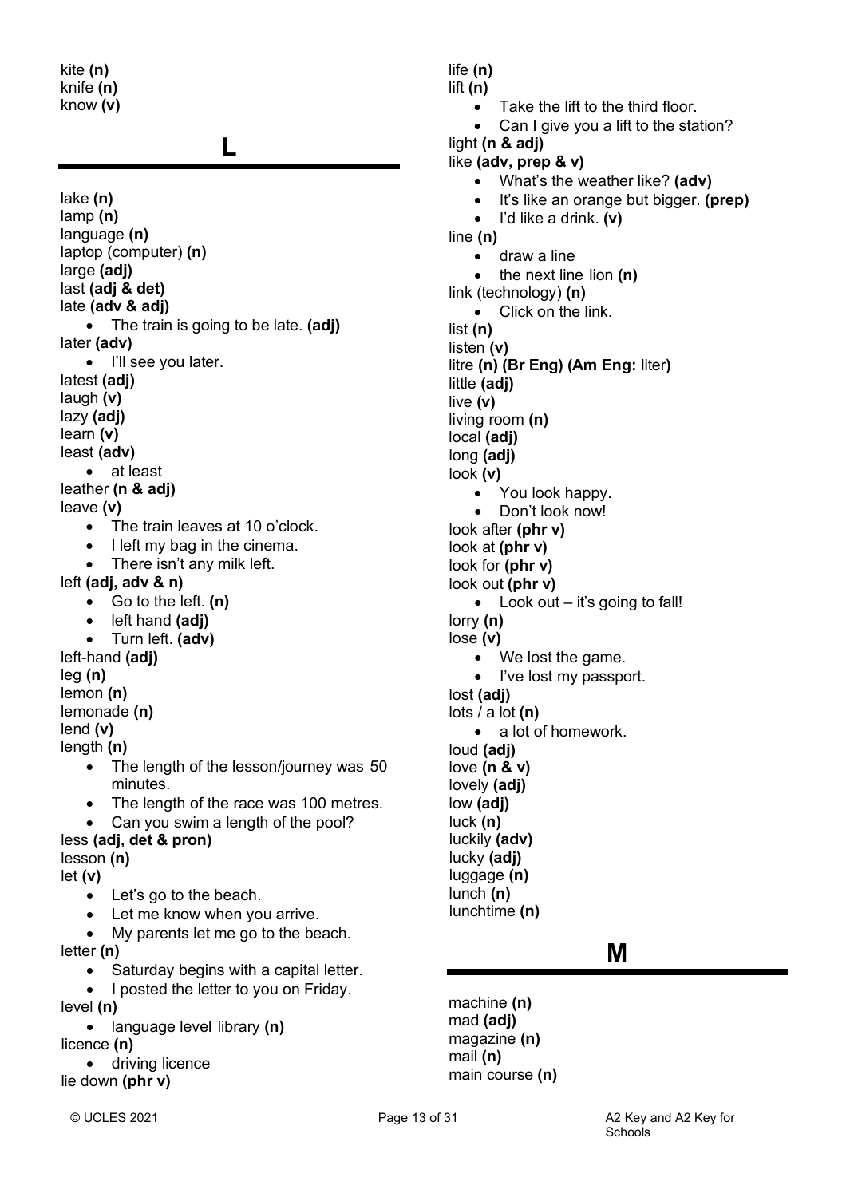kite **(n)**
knife **(n)**
know **(v)**

## L

lake **(n)**
lamp **(n)**
language **(n)**
laptop (computer) **(n)**
large **(adj)**
last **(adj & det)**
late **(adv & adj)**

- The train is going to be late. **(adj)**

later **(adv)**

- I'll see you later.

latest **(adj)**
laugh **(v)**
lazy **(adj)**
learn **(v)**
least **(adv)**

- at least

leather **(n & adj)**
leave **(v)**

- The train leaves at 10 o'clock.
- I left my bag in the cinema.
- There isn't any milk left.

left **(adj, adv & n)**

- Go to the left. **(n)**
- left hand **(adj)**
- Turn left. **(adv)**

left-hand **(adj)**
leg **(n)**
lemon **(n)**
lemonade **(n)**
lend **(v)**
length **(n)**

- The length of the lesson/journey was 50 minutes.
- The length of the race was 100 metres.
- Can you swim a length of the pool?

less **(adj, det & pron)**
lesson **(n)**
let **(v)**

- Let's go to the beach.
- Let me know when you arrive.
- My parents let me go to the beach.

letter **(n)**

- Saturday begins with a capital letter.
- I posted the letter to you on Friday.

level **(n)**

- language level library **(n)**

licence **(n)**

- driving licence

lie down **(phr v)**
life **(n)**
lift **(n)**

- Take the lift to the third floor.
- Can I give you a lift to the station?

light **(n & adj)**
like **(adv, prep & v)**

- What's the weather like? **(adv)**
- It's like an orange but bigger. **(prep)**
- I'd like a drink. **(v)**

line **(n)**

- draw a line
- the next line lion **(n)**

link (technology) **(n)**

- Click on the link.

list **(n)**
listen **(v)**
litre **(n) (Br Eng) (Am Eng:** liter**)**
little **(adj)**
live **(v)**
living room **(n)**
local **(adj)**
long **(adj)**
look **(v)**

- You look happy.
- Don't look now!

look after **(phr v)**
look at **(phr v)**
look for **(phr v)**
look out **(phr v)**

- Look out – it's going to fall!

lorry **(n)**
lose **(v)**

- We lost the game.
- I've lost my passport.

lost **(adj)**
lots / a lot **(n)**

- a lot of homework.

loud **(adj)**
love **(n & v)**
lovely **(adj)**
low **(adj)**
luck **(n)**
luckily **(adv)**
lucky **(adj)**
luggage **(n)**
lunch **(n)**
lunchtime **(n)**

## M

machine **(n)**
mad **(adj)**
magazine **(n)**
mail **(n)**
main course **(n)**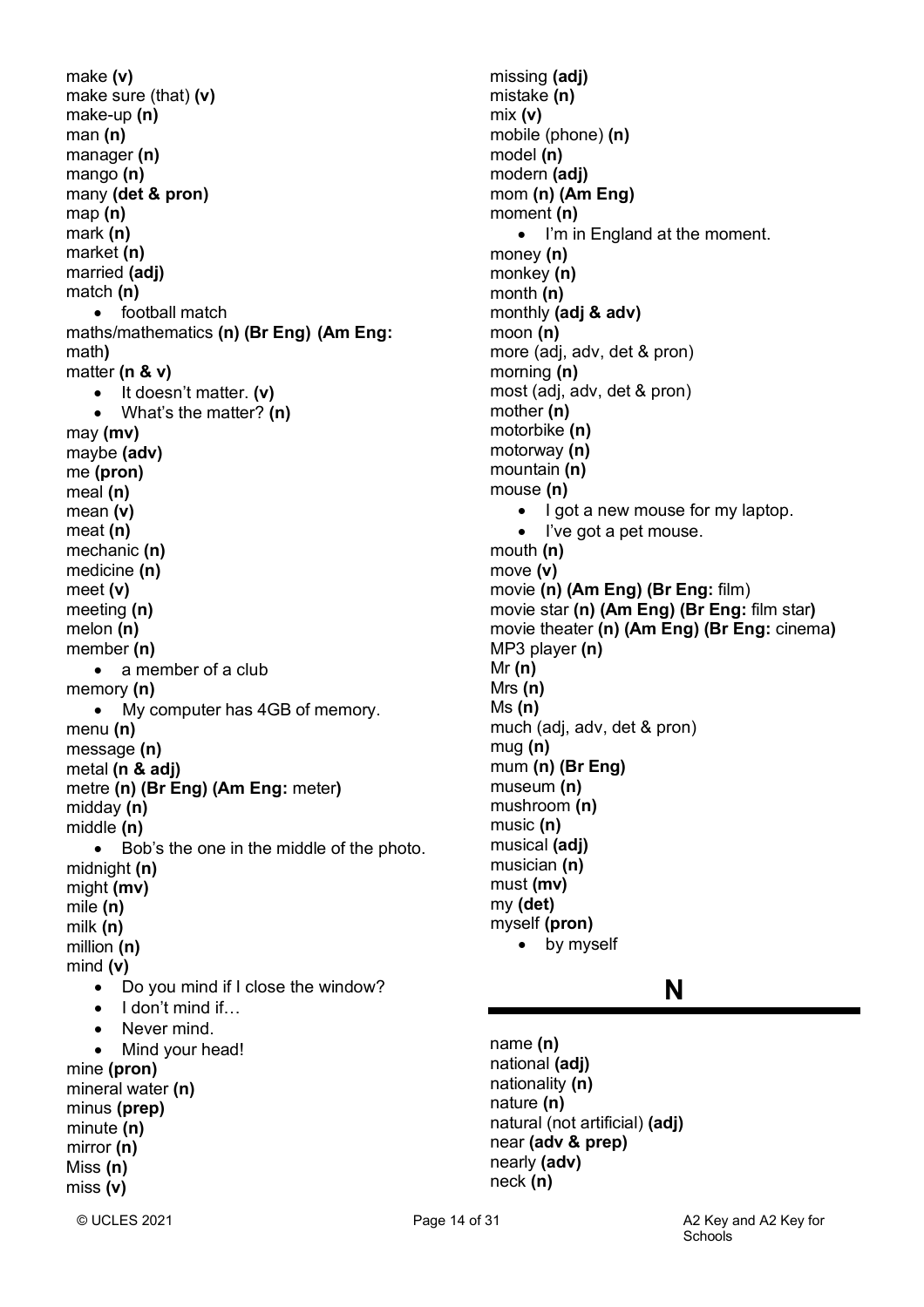make **(v)**
make sure (that) **(v)**
make-up **(n)**
man **(n)**
manager **(n)**
mango **(n)**
many **(det & pron)**
map **(n)**
mark **(n)**
market **(n)**
married **(adj)**
match **(n)**

- football match

maths/mathematics **(n) (Br Eng) (Am Eng:** math**)**
matter **(n & v)**

- It doesn't matter. **(v)**
- What's the matter? **(n)**

may **(mv)**
maybe **(adv)**
me **(pron)**
meal **(n)**
mean **(v)**
meat **(n)**
mechanic **(n)**
medicine **(n)**
meet **(v)**
meeting **(n)**
melon **(n)**
member **(n)**

- a member of a club

memory **(n)**

- My computer has 4GB of memory.

menu **(n)**
message **(n)**
metal **(n & adj)**
metre **(n) (Br Eng) (Am Eng:** meter**)**
midday **(n)**
middle **(n)**

- Bob's the one in the middle of the photo.

midnight **(n)**
might **(mv)**
mile **(n)**
milk **(n)**
million **(n)**
mind **(v)**

- Do you mind if I close the window?
- I don't mind if…
- Never mind.
- Mind your head!

mine **(pron)**
mineral water **(n)**
minus **(prep)**
minute **(n)**
mirror **(n)**
Miss **(n)**
miss **(v)**
missing **(adj)**
mistake **(n)**
mix **(v)**
mobile (phone) **(n)**
model **(n)**
modern **(adj)**
mom **(n) (Am Eng)**
moment **(n)**

- I'm in England at the moment.

money **(n)**
monkey **(n)**
month **(n)**
monthly **(adj & adv)**
moon **(n)**
more (adj, adv, det & pron)
morning **(n)**
most (adj, adv, det & pron)
mother **(n)**
motorbike **(n)**
motorway **(n)**
mountain **(n)**
mouse **(n)**

- I got a new mouse for my laptop.
- I've got a pet mouse.

mouth **(n)**
move **(v)**
movie **(n) (Am Eng) (Br Eng:** film)
movie star **(n) (Am Eng) (Br Eng:** film star**)**
movie theater **(n) (Am Eng) (Br Eng:** cinema**)**
MP3 player **(n)**
Mr **(n)**
Mrs **(n)**
Ms **(n)**
much (adj, adv, det & pron)
mug **(n)**
mum **(n) (Br Eng)**
museum **(n)**
mushroom **(n)**
music **(n)**
musical **(adj)**
musician **(n)**
must **(mv)**
my **(det)**
myself **(pron)**

- by myself

# N

name **(n)**
national **(adj)**
nationality **(n)**
nature **(n)**
natural (not artificial) **(adj)**
near **(adv & prep)**
nearly **(adv)**
neck **(n)**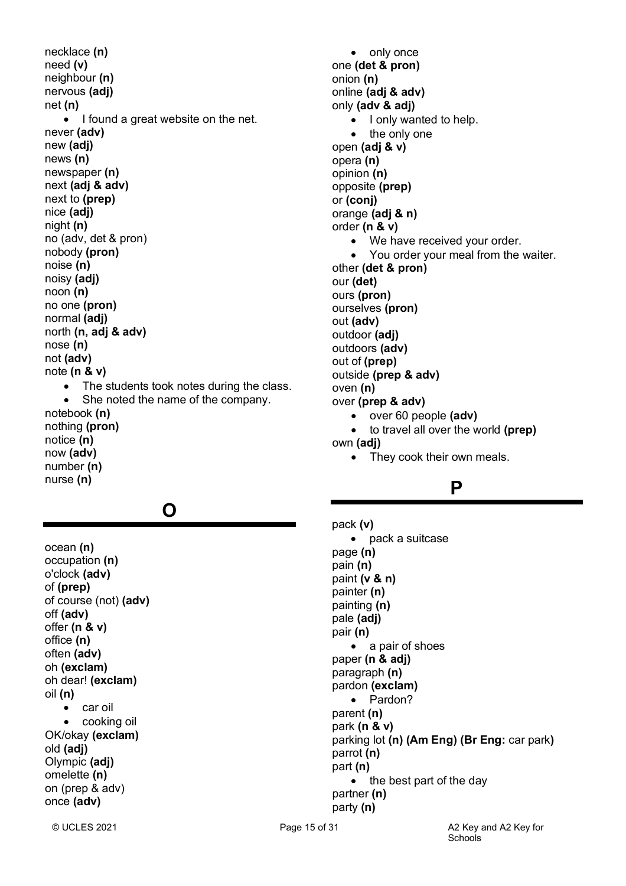necklace **(n)**
need **(v)**
neighbour **(n)**
nervous **(adj)**
net **(n)**

- I found a great website on the net.

never **(adv)**
new **(adj)**
news **(n)**
newspaper **(n)**
next **(adj & adv)**
next to **(prep)**
nice **(adj)**
night **(n)**
no (adv, det & pron)
nobody **(pron)**
noise **(n)**
noisy **(adj)**
noon **(n)**
no one **(pron)**
normal **(adj)**
north **(n, adj & adv)**
nose **(n)**
not **(adv)**
note **(n & v)**

- The students took notes during the class.
- She noted the name of the company.

notebook **(n)**
nothing **(pron)**
notice **(n)**
now **(adv)**
number **(n)**
nurse **(n)**

## O

ocean **(n)**
occupation **(n)**
o'clock **(adv)**
of **(prep)**
of course (not) **(adv)**
off **(adv)**
offer **(n & v)**
office **(n)**
often **(adv)**
oh **(exclam)**
oh dear! **(exclam)**
oil **(n)**

- car oil
- cooking oil

OK/okay **(exclam)**
old **(adj)**
Olympic **(adj)**
omelette **(n)**
on (prep & adv)
once **(adv)**

- only once

one **(det & pron)**
onion **(n)**
online **(adj & adv)**
only **(adv & adj)**

- I only wanted to help.
- the only one

open **(adj & v)**
opera **(n)**
opinion **(n)**
opposite **(prep)**
or **(conj)**
orange **(adj & n)**
order **(n & v)**

- We have received your order.
- You order your meal from the waiter.

other **(det & pron)**
our **(det)**
ours **(pron)**
ourselves **(pron)**
out **(adv)**
outdoor **(adj)**
outdoors **(adv)**
out of **(prep)**
outside **(prep & adv)**
oven **(n)**
over **(prep & adv)**

- over 60 people **(adv)**
- to travel all over the world **(prep)**

own **(adj)**

- They cook their own meals.

## P

pack **(v)**

- pack a suitcase

page **(n)**
pain **(n)**
paint **(v & n)**
painter **(n)**
painting **(n)**
pale **(adj)**
pair **(n)**

- a pair of shoes

paper **(n & adj)**
paragraph **(n)**
pardon **(exclam)**

- Pardon?

parent **(n)**
park **(n & v)**
parking lot **(n) (Am Eng) (Br Eng:** car park**)**
parrot **(n)**
part **(n)**

- the best part of the day

partner **(n)**
party **(n)**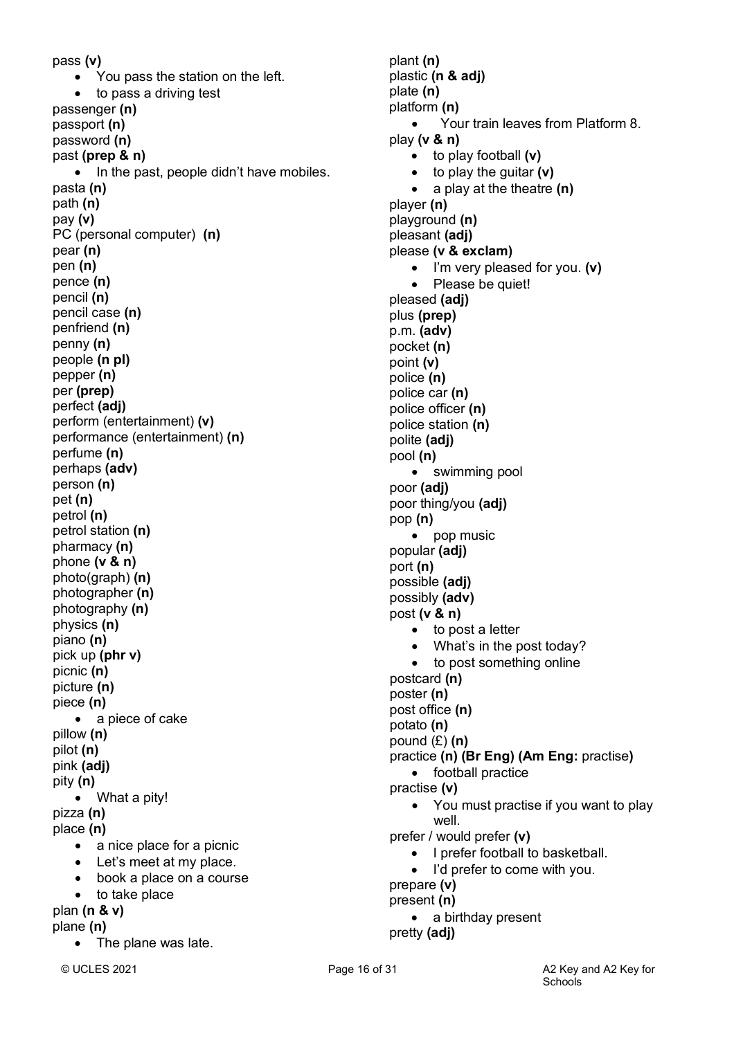pass **(v)**
- You pass the station on the left.
- to pass a driving test

passenger **(n)**
passport **(n)**
password **(n)**
past **(prep & n)**
- In the past, people didn't have mobiles.

pasta **(n)**
path **(n)**
pay **(v)**
PC (personal computer) **(n)**
pear **(n)**
pen **(n)**
pence **(n)**
pencil **(n)**
pencil case **(n)**
penfriend **(n)**
penny **(n)**
people **(n pl)**
pepper **(n)**
per **(prep)**
perfect **(adj)**
perform (entertainment) **(v)**
performance (entertainment) **(n)**
perfume **(n)**
perhaps **(adv)**
person **(n)**
pet **(n)**
petrol **(n)**
petrol station **(n)**
pharmacy **(n)**
phone **(v & n)**
photo(graph) **(n)**
photographer **(n)**
photography **(n)**
physics **(n)**
piano **(n)**
pick up **(phr v)**
picnic **(n)**
picture **(n)**
piece **(n)**
- a piece of cake

pillow **(n)**
pilot **(n)**
pink **(adj)**
pity **(n)**
- What a pity!

pizza **(n)**
place **(n)**
- a nice place for a picnic
- Let's meet at my place.
- book a place on a course
- to take place

plan **(n & v)**
plane **(n)**
- The plane was late.

plant **(n)**
plastic **(n & adj)**
plate **(n)**
platform **(n)**
- Your train leaves from Platform 8.

play **(v & n)**
- to play football **(v)**
- to play the guitar **(v)**
- a play at the theatre **(n)**

player **(n)**
playground **(n)**
pleasant **(adj)**
please **(v & exclam)**
- I'm very pleased for you. **(v)**
- Please be quiet!

pleased **(adj)**
plus **(prep)**
p.m. **(adv)**
pocket **(n)**
point **(v)**
police **(n)**
police car **(n)**
police officer **(n)**
police station **(n)**
polite **(adj)**
pool **(n)**
- swimming pool

poor **(adj)**
poor thing/you **(adj)**
pop **(n)**
- pop music

popular **(adj)**
port **(n)**
possible **(adj)**
possibly **(adv)**
post **(v & n)**
- to post a letter
- What's in the post today?
- to post something online

postcard **(n)**
poster **(n)**
post office **(n)**
potato **(n)**
pound (£) **(n)**
practice **(n) (Br Eng) (Am Eng:** practise**)**
- football practice

practise **(v)**
- You must practise if you want to play well.

prefer / would prefer **(v)**
- I prefer football to basketball.
- I'd prefer to come with you.

prepare **(v)**
present **(n)**
- a birthday present

pretty **(adj)**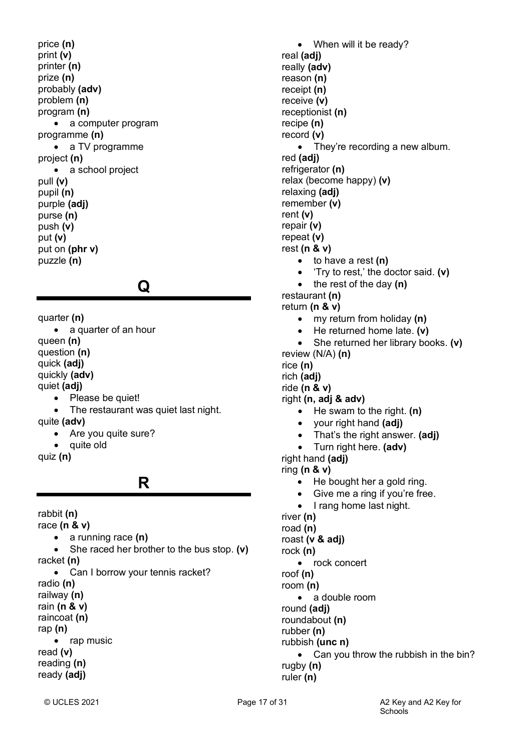price **(n)**
print **(v)**
printer **(n)**
prize **(n)**
probably **(adv)**
problem **(n)**
program **(n)**

- a computer program

programme **(n)**

- a TV programme

project **(n)**

- a school project

pull **(v)**
pupil **(n)**
purple **(adj)**
purse **(n)**
push **(v)**
put **(v)**
put on **(phr v)**
puzzle **(n)**

## Q

quarter **(n)**

- a quarter of an hour

queen **(n)**
question **(n)**
quick **(adj)**
quickly **(adv)**
quiet **(adj)**

- Please be quiet!
- The restaurant was quiet last night.

quite **(adv)**

- Are you quite sure?
- quite old

quiz **(n)**

## R

rabbit **(n)**
race **(n & v)**

- a running race **(n)**
- She raced her brother to the bus stop. **(v)**

racket **(n)**

- Can I borrow your tennis racket?

radio **(n)**
railway **(n)**
rain **(n & v)**
raincoat **(n)**
rap **(n)**

- rap music

read **(v)**
reading **(n)**
ready **(adj)**

- When will it be ready?

real **(adj)**
really **(adv)**
reason **(n)**
receipt **(n)**
receive **(v)**
receptionist **(n)**
recipe **(n)**
record **(v)**

- They're recording a new album.

red **(adj)**
refrigerator **(n)**
relax (become happy) **(v)**
relaxing **(adj)**
remember **(v)**
rent **(v)**
repair **(v)**
repeat **(v)**
rest **(n & v)**

- to have a rest **(n)**
- 'Try to rest,' the doctor said. **(v)**
- the rest of the day **(n)**

restaurant **(n)**
return **(n & v)**

- my return from holiday **(n)**
- He returned home late. **(v)**
- She returned her library books. **(v)**

review (N/A) **(n)**
rice **(n)**
rich **(adj)**
ride **(n & v)**
right **(n, adj & adv)**

- He swam to the right. **(n)**
- your right hand **(adj)**
- That's the right answer. **(adj)**
- Turn right here. **(adv)**

right hand **(adj)**
ring **(n & v)**

- He bought her a gold ring.
- Give me a ring if you're free.
- I rang home last night.

river **(n)**
road **(n)**
roast **(v & adj)**
rock **(n)**

- rock concert

roof **(n)**
room **(n)**

- a double room

round **(adj)**
roundabout **(n)**
rubber **(n)**
rubbish **(unc n)**

- Can you throw the rubbish in the bin?

rugby **(n)**
ruler **(n)**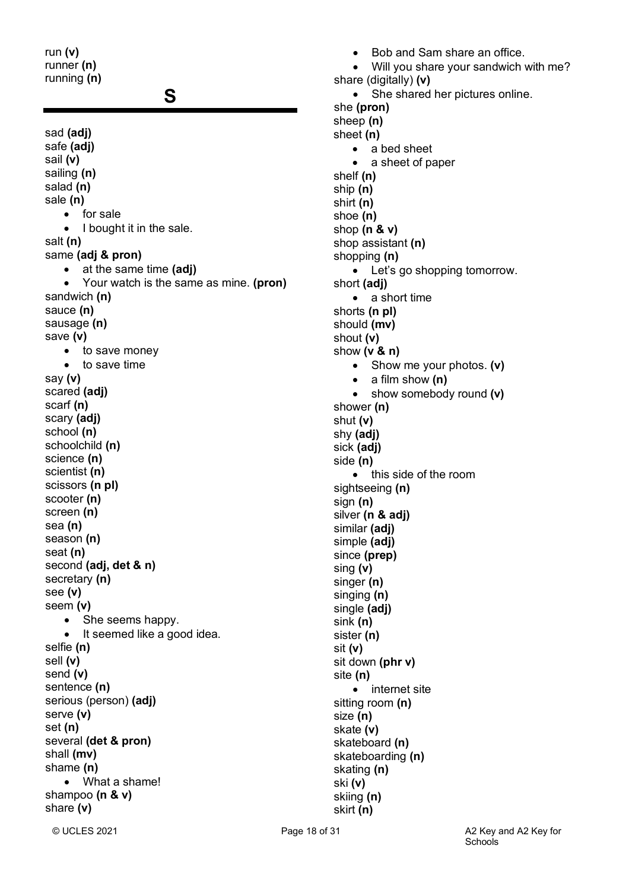run **(v)**
runner **(n)**
running **(n)**

## S

sad **(adj)**
safe **(adj)**
sail **(v)**
sailing **(n)**
salad **(n)**
sale **(n)**

- for sale
- I bought it in the sale.

salt **(n)**
same **(adj & pron)**

- at the same time **(adj)**
- Your watch is the same as mine. **(pron)**

sandwich **(n)**
sauce **(n)**
sausage **(n)**
save **(v)**

- to save money
- to save time

say **(v)**
scared **(adj)**
scarf **(n)**
scary **(adj)**
school **(n)**
schoolchild **(n)**
science **(n)**
scientist **(n)**
scissors **(n pl)**
scooter **(n)**
screen **(n)**
sea **(n)**
season **(n)**
seat **(n)**
second **(adj, det & n)**
secretary **(n)**
see **(v)**
seem **(v)**

- She seems happy.
- It seemed like a good idea.

selfie **(n)**
sell **(v)**
send **(v)**
sentence **(n)**
serious (person) **(adj)**
serve **(v)**
set **(n)**
several **(det & pron)**
shall **(mv)**
shame **(n)**

- What a shame!

shampoo **(n & v)**
share **(v)**

- Bob and Sam share an office.
- Will you share your sandwich with me?

share (digitally) **(v)**

- She shared her pictures online.

she **(pron)**
sheep **(n)**
sheet **(n)**

- a bed sheet
- a sheet of paper

shelf **(n)**
ship **(n)**
shirt **(n)**
shoe **(n)**
shop **(n & v)**
shop assistant **(n)**
shopping **(n)**

- Let's go shopping tomorrow.

short **(adj)**

- a short time

shorts **(n pl)**
should **(mv)**
shout **(v)**
show **(v & n)**

- Show me your photos. **(v)**
- a film show **(n)**
- show somebody round **(v)**

shower **(n)**
shut **(v)**
shy **(adj)**
sick **(adj)**
side **(n)**

- this side of the room

sightseeing **(n)**
sign **(n)**
silver **(n & adj)**
similar **(adj)**
simple **(adj)**
since **(prep)**
sing **(v)**
singer **(n)**
singing **(n)**
single **(adj)**
sink **(n)**
sister **(n)**
sit **(v)**
sit down **(phr v)**
site **(n)**

- internet site

sitting room **(n)**
size **(n)**
skate **(v)**
skateboard **(n)**
skateboarding **(n)**
skating **(n)**
ski **(v)**
skiing **(n)**
skirt **(n)**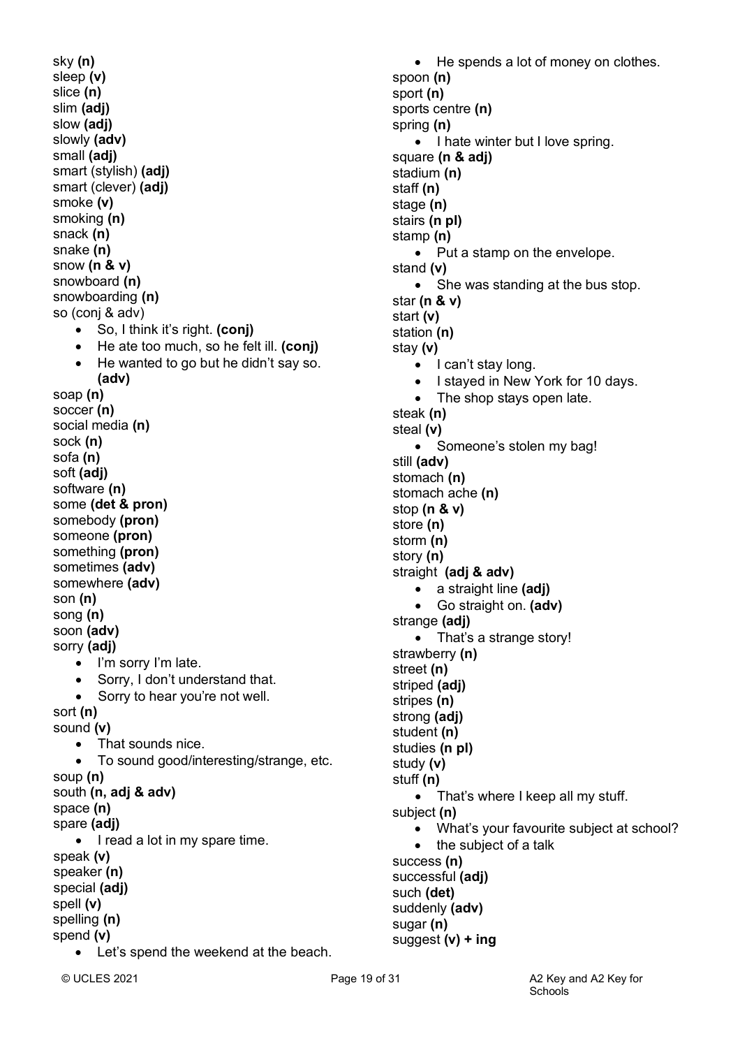sky **(n)**
sleep **(v)**
slice **(n)**
slim **(adj)**
slow **(adj)**
slowly **(adv)**
small **(adj)**
smart (stylish) **(adj)**
smart (clever) **(adj)**
smoke **(v)**
smoking **(n)**
snack **(n)**
snake **(n)**
snow **(n & v)**
snowboard **(n)**
snowboarding **(n)**
so (conj & adv)

- So, I think it's right. **(conj)**
- He ate too much, so he felt ill. **(conj)**
- He wanted to go but he didn't say so. **(adv)**

soap **(n)**
soccer **(n)**
social media **(n)**
sock **(n)**
sofa **(n)**
soft **(adj)**
software **(n)**
some **(det & pron)**
somebody **(pron)**
someone **(pron)**
something **(pron)**
sometimes **(adv)**
somewhere **(adv)**
son **(n)**
song **(n)**
soon **(adv)**
sorry **(adj)**

- I'm sorry I'm late.
- Sorry, I don't understand that.
- Sorry to hear you're not well.

sort **(n)**
sound **(v)**

- That sounds nice.
- To sound good/interesting/strange, etc.

soup **(n)**
south **(n, adj & adv)**
space **(n)**
spare **(adj)**

- I read a lot in my spare time.

speak **(v)**
speaker **(n)**
special **(adj)**
spell **(v)**
spelling **(n)**
spend **(v)**

- Let's spend the weekend at the beach.
- He spends a lot of money on clothes.

spoon **(n)**
sport **(n)**
sports centre **(n)**
spring **(n)**

- I hate winter but I love spring.

square **(n & adj)**
stadium **(n)**
staff **(n)**
stage **(n)**
stairs **(n pl)**
stamp **(n)**

- Put a stamp on the envelope.

stand **(v)**

- She was standing at the bus stop.

star **(n & v)**
start **(v)**
station **(n)**
stay **(v)**

- I can't stay long.
- I stayed in New York for 10 days.
- The shop stays open late.

steak **(n)**
steal **(v)**

- Someone's stolen my bag!

still **(adv)**
stomach **(n)**
stomach ache **(n)**
stop **(n & v)**
store **(n)**
storm **(n)**
story **(n)**
straight **(adj & adv)**

- a straight line **(adj)**
- Go straight on. **(adv)**

strange **(adj)**

- That's a strange story!

strawberry **(n)**
street **(n)**
striped **(adj)**
stripes **(n)**
strong **(adj)**
student **(n)**
studies **(n pl)**
study **(v)**
stuff **(n)**

- That's where I keep all my stuff.

subject **(n)**

- What's your favourite subject at school?
- the subject of a talk

success **(n)**
successful **(adj)**
such **(det)**
suddenly **(adv)**
sugar **(n)**
suggest **(v) + ing**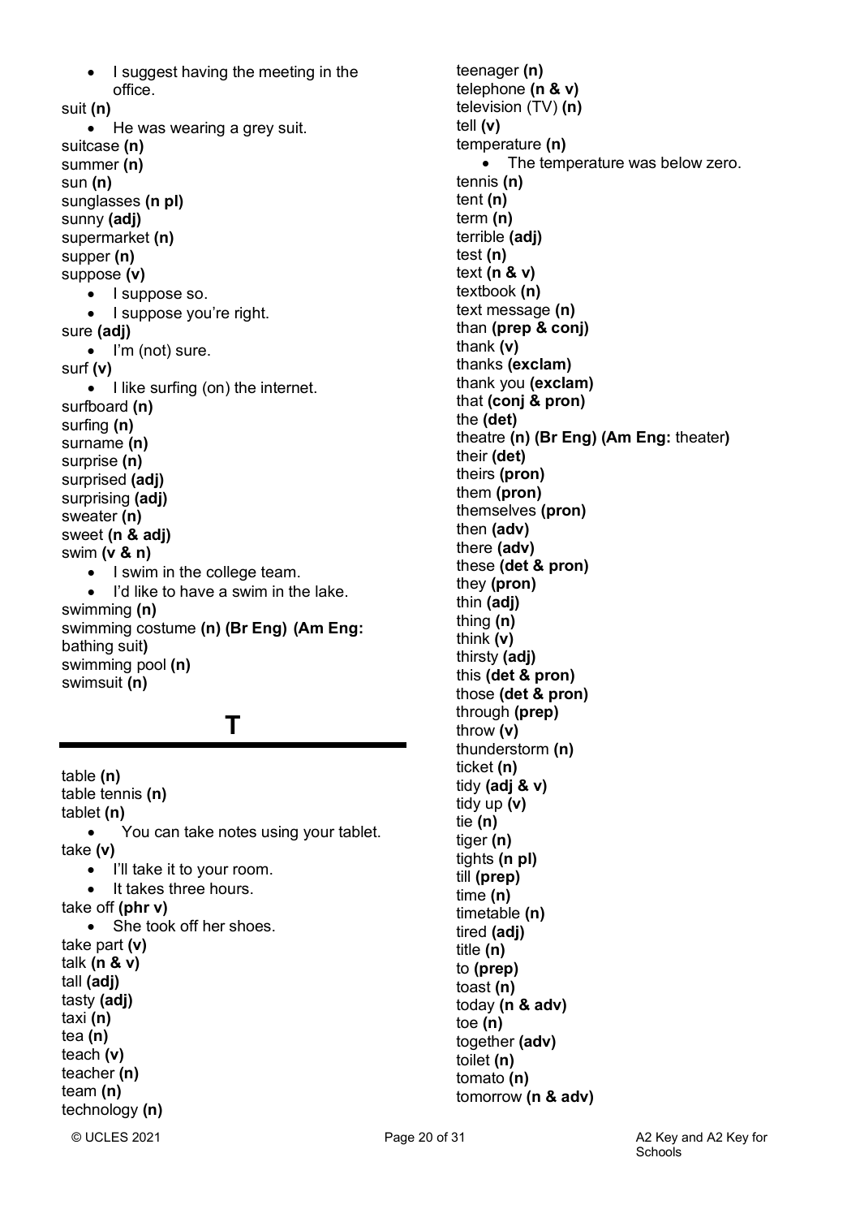- I suggest having the meeting in the office.

suit **(n)**

- He was wearing a grey suit.

suitcase **(n)**
summer **(n)**
sun **(n)**
sunglasses **(n pl)**
sunny **(adj)**
supermarket **(n)**
supper **(n)**
suppose **(v)**

- I suppose so.
- I suppose you're right.

sure **(adj)**

- I'm (not) sure.

surf **(v)**

- I like surfing (on) the internet.

surfboard **(n)**
surfing **(n)**
surname **(n)**
surprise **(n)**
surprised **(adj)**
surprising **(adj)**
sweater **(n)**
sweet **(n & adj)**
swim **(v & n)**

- I swim in the college team.
- I'd like to have a swim in the lake.

swimming **(n)**
swimming costume **(n) (Br Eng) (Am Eng:** bathing suit**)**
swimming pool **(n)**
swimsuit **(n)**

## T

table **(n)**
table tennis **(n)**
tablet **(n)**

- You can take notes using your tablet.

take **(v)**

- I'll take it to your room.
- It takes three hours.

take off **(phr v)**

- She took off her shoes.

take part **(v)**
talk **(n & v)**
tall **(adj)**
tasty **(adj)**
taxi **(n)**
tea **(n)**
teach **(v)**
teacher **(n)**
team **(n)**
technology **(n)**
teenager **(n)**
telephone **(n & v)**
television (TV) **(n)**
tell **(v)**
temperature **(n)**

- The temperature was below zero.

tennis **(n)**
tent **(n)**
term **(n)**
terrible **(adj)**
test **(n)**
text **(n & v)**
textbook **(n)**
text message **(n)**
than **(prep & conj)**
thank **(v)**
thanks **(exclam)**
thank you **(exclam)**
that **(conj & pron)**
the **(det)**
theatre **(n) (Br Eng) (Am Eng:** theater**)**
their **(det)**
theirs **(pron)**
them **(pron)**
themselves **(pron)**
then **(adv)**
there **(adv)**
these **(det & pron)**
they **(pron)**
thin **(adj)**
thing **(n)**
think **(v)**
thirsty **(adj)**
this **(det & pron)**
those **(det & pron)**
through **(prep)**
throw **(v)**
thunderstorm **(n)**
ticket **(n)**
tidy **(adj & v)**
tidy up **(v)**
tie **(n)**
tiger **(n)**
tights **(n pl)**
till **(prep)**
time **(n)**
timetable **(n)**
tired **(adj)**
title **(n)**
to **(prep)**
toast **(n)**
today **(n & adv)**
toe **(n)**
together **(adv)**
toilet **(n)**
tomato **(n)**
tomorrow **(n & adv)**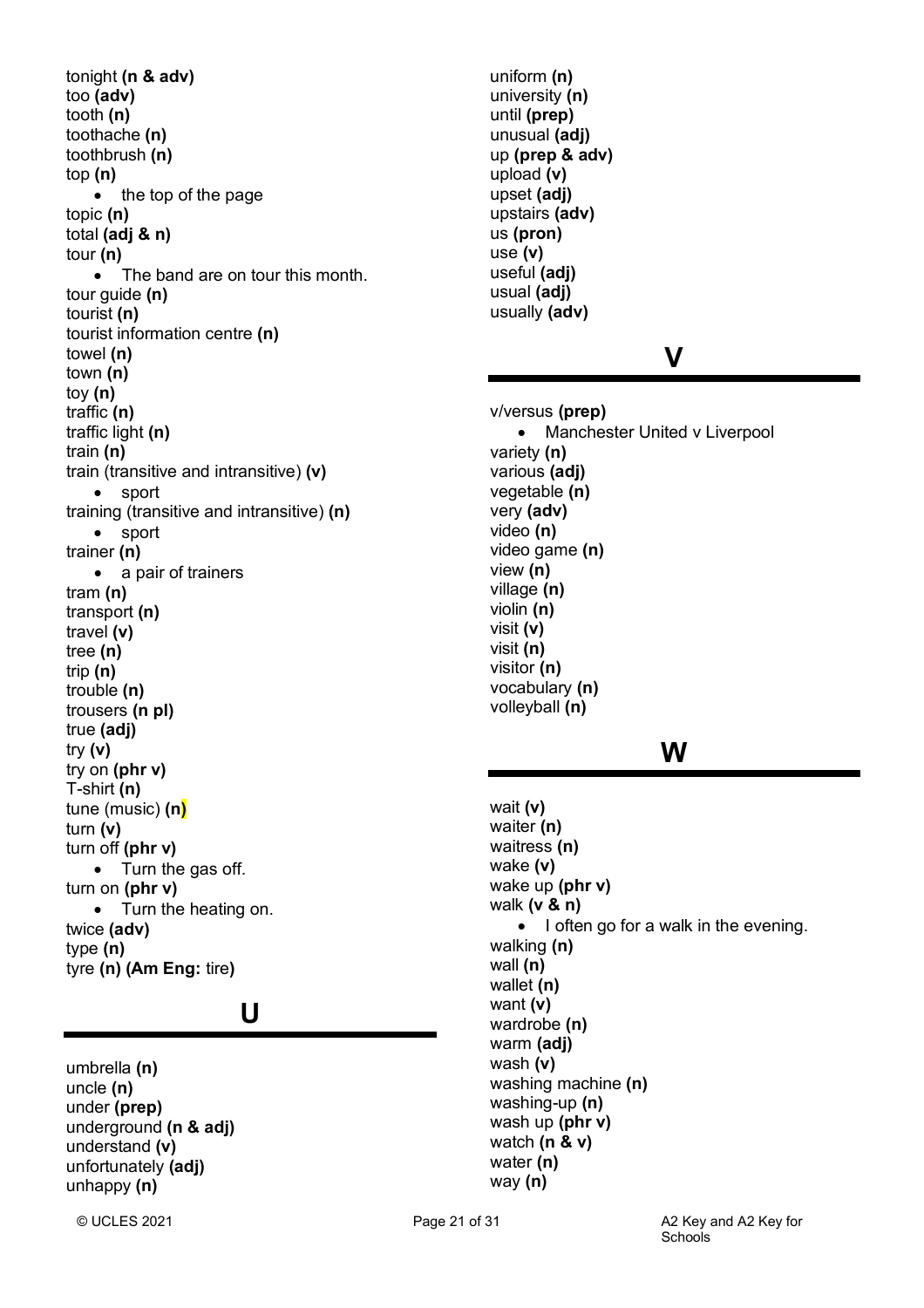tonight **(n & adv)**
too **(adv)**
tooth **(n)**
toothache **(n)**
toothbrush **(n)**
top **(n)**

- the top of the page

topic **(n)**
total **(adj & n)**
tour **(n)**

- The band are on tour this month.

tour guide **(n)**
tourist **(n)**
tourist information centre **(n)**
towel **(n)**
town **(n)**
toy **(n)**
traffic **(n)**
traffic light **(n)**
train **(n)**
train (transitive and intransitive) **(v)**

- sport

training (transitive and intransitive) **(n)**

- sport

trainer **(n)**

- a pair of trainers

tram **(n)**
transport **(n)**
travel **(v)**
tree **(n)**
trip **(n)**
trouble **(n)**
trousers **(n pl)**
true **(adj)**
try **(v)**
try on **(phr v)**
T-shirt **(n)**
tune (music) **(n)**
turn **(v)**
turn off **(phr v)**

- Turn the gas off.

turn on **(phr v)**

- Turn the heating on.

twice **(adv)**
type **(n)**
tyre **(n) (Am Eng:** tire**)**

## U

umbrella **(n)**
uncle **(n)**
under **(prep)**
underground **(n & adj)**
understand **(v)**
unfortunately **(adj)**
unhappy **(n)**
uniform **(n)**
university **(n)**
until **(prep)**
unusual **(adj)**
up **(prep & adv)**
upload **(v)**
upset **(adj)**
upstairs **(adv)**
us **(pron)**
use **(v)**
useful **(adj)**
usual **(adj)**
usually **(adv)**

## V

v/versus **(prep)**

- Manchester United v Liverpool

variety **(n)**
various **(adj)**
vegetable **(n)**
very **(adv)**
video **(n)**
video game **(n)**
view **(n)**
village **(n)**
violin **(n)**
visit **(v)**
visit **(n)**
visitor **(n)**
vocabulary **(n)**
volleyball **(n)**

## W

wait **(v)**
waiter **(n)**
waitress **(n)**
wake **(v)**
wake up **(phr v)**
walk **(v & n)**

- I often go for a walk in the evening.

walking **(n)**
wall **(n)**
wallet **(n)**
want **(v)**
wardrobe **(n)**
warm **(adj)**
wash **(v)**
washing machine **(n)**
washing-up **(n)**
wash up **(phr v)**
watch **(n & v)**
water **(n)**
way **(n)**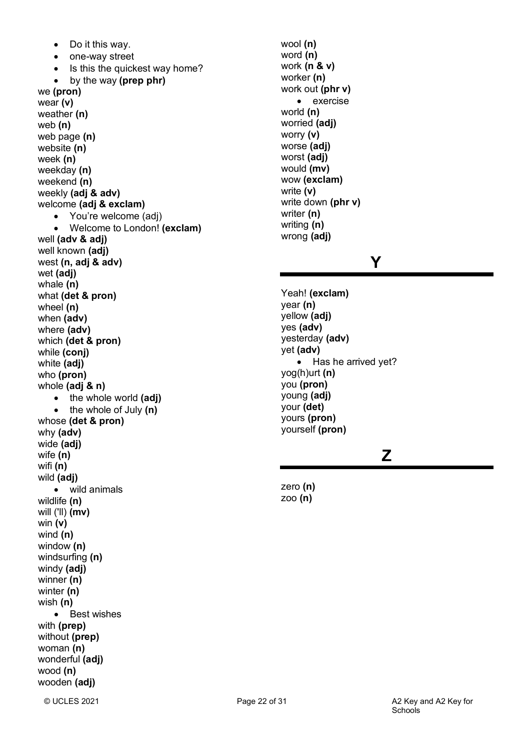- Do it this way.
- one-way street
- Is this the quickest way home?
- by the way **(prep phr)**

we **(pron)**
wear **(v)**
weather **(n)**
web **(n)**
web page **(n)**
website **(n)**
week **(n)**
weekday **(n)**
weekend **(n)**
weekly **(adj & adv)**
welcome **(adj & exclam)**

- You're welcome (adj)
- Welcome to London! **(exclam)**

well **(adv & adj)**
well known **(adj)**
west **(n, adj & adv)**
wet **(adj)**
whale **(n)**
what **(det & pron)**
wheel **(n)**
when **(adv)**
where **(adv)**
which **(det & pron)**
while **(conj)**
white **(adj)**
who **(pron)**
whole **(adj & n)**

- the whole world **(adj)**
- the whole of July **(n)**

whose **(det & pron)**
why **(adv)**
wide **(adj)**
wife **(n)**
wifi **(n)**
wild **(adj)**

- wild animals

wildlife **(n)**
will ('ll) **(mv)**
win **(v)**
wind **(n)**
window **(n)**
windsurfing **(n)**
windy **(adj)**
winner **(n)**
winter **(n)**
wish **(n)**

- Best wishes

with **(prep)**
without **(prep)**
woman **(n)**
wonderful **(adj)**
wood **(n)**
wooden **(adj)**
wool **(n)**
word **(n)**
work **(n & v)**
worker **(n)**
work out **(phr v)**

- exercise

world **(n)**
worried **(adj)**
worry **(v)**
worse **(adj)**
worst **(adj)**
would **(mv)**
wow **(exclam)**
write **(v)**
write down **(phr v)**
writer **(n)**
writing **(n)**
wrong **(adj)**

## Y

Yeah! **(exclam)**
year **(n)**
yellow **(adj)**
yes **(adv)**
yesterday **(adv)**
yet **(adv)**

- Has he arrived yet?

yog(h)urt **(n)**
you **(pron)**
young **(adj)**
your **(det)**
yours **(pron)**
yourself **(pron)**

## Z

zero **(n)**
zoo **(n)**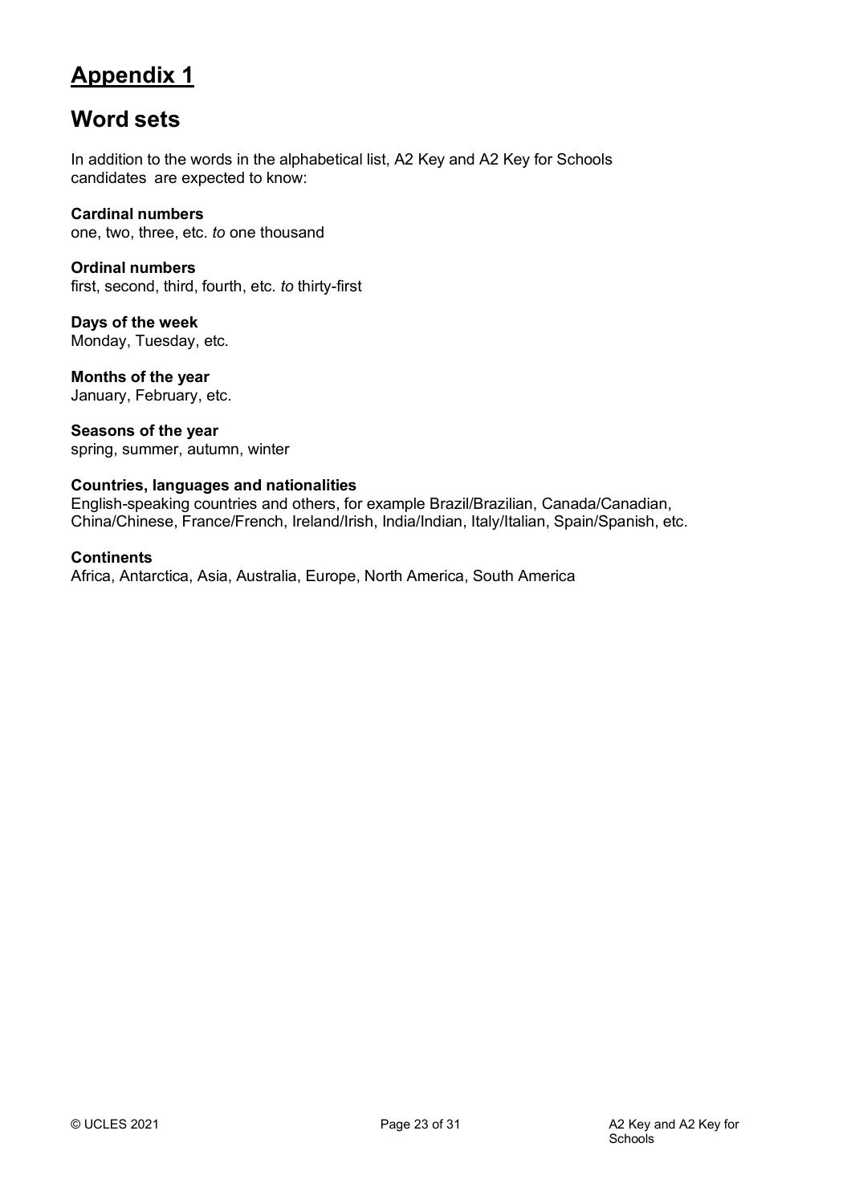# Appendix 1

## Word sets

In addition to the words in the alphabetical list, A2 Key and A2 Key for Schools candidates are expected to know:

**Cardinal numbers**
one, two, three, etc. *to* one thousand

**Ordinal numbers**
first, second, third, fourth, etc. *to* thirty-first

**Days of the week**
Monday, Tuesday, etc.

**Months of the year**
January, February, etc.

**Seasons of the year**
spring, summer, autumn, winter

**Countries, languages and nationalities**
English-speaking countries and others, for example Brazil/Brazilian, Canada/Canadian, China/Chinese, France/French, Ireland/Irish, India/Indian, Italy/Italian, Spain/Spanish, etc.

**Continents**
Africa, Antarctica, Asia, Australia, Europe, North America, South America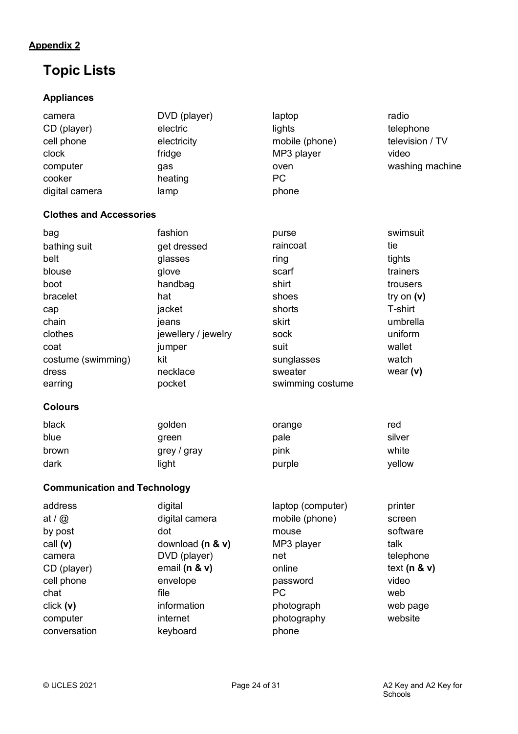**Appendix 2**

# Topic Lists

### Appliances

camera
CD (player)
cell phone
clock
computer
cooker
digital camera
DVD (player)
electric
electricity
fridge
gas
heating
lamp
laptop
lights
mobile (phone)
MP3 player
oven
PC
phone
radio
telephone
television / TV
video
washing machine

### Clothes and Accessories

bag
bathing suit
belt
blouse
boot
bracelet
cap
chain
clothes
coat
costume (swimming)
dress
earring
fashion
get dressed
glasses
glove
handbag
hat
jacket
jeans
jewellery / jewelry
jumper
kit
necklace
pocket
purse
raincoat
ring
scarf
shirt
shoes
shorts
skirt
sock
suit
sunglasses
sweater
swimming costume
swimsuit
tie
tights
trainers
trousers
try on **(v)**
T-shirt
umbrella
uniform
wallet
watch
wear **(v)**

### Colours

black
blue
brown
dark
golden
green
grey / gray
light
orange
pale
pink
purple
red
silver
white
yellow

### Communication and Technology

address
at / @
by post
call **(v)**
camera
CD (player)
cell phone
chat
click **(v)**
computer
conversation
digital
digital camera
dot
download **(n & v)**
DVD (player)
email **(n & v)**
envelope
file
information
internet
keyboard
laptop (computer)
mobile (phone)
mouse
MP3 player
net
online
password
PC
photograph
photography
phone
printer
screen
software
talk
telephone
text **(n & v)**
video
web
web page
website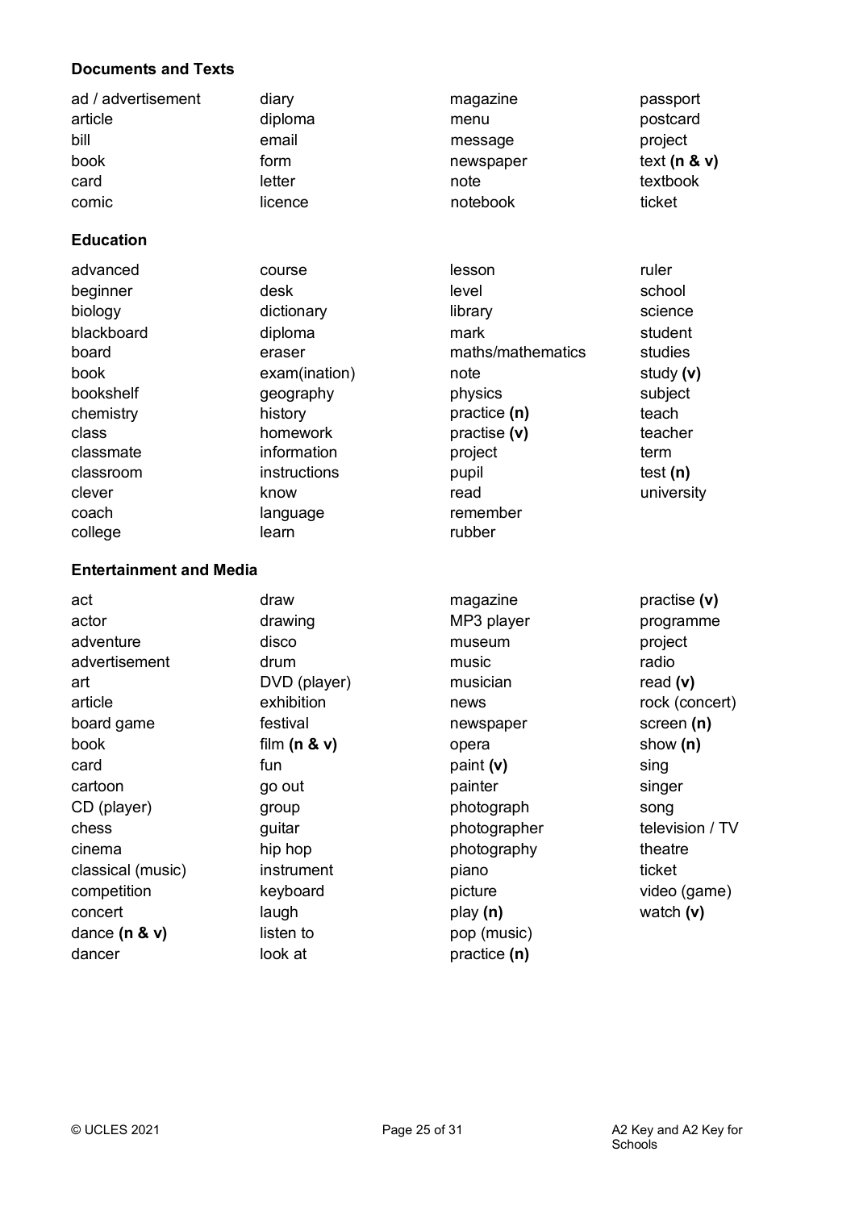### Documents and Texts

| | | | |
|---|---|---|---|
| ad / advertisement | diary | magazine | passport |
| article | diploma | menu | postcard |
| bill | email | message | project |
| book | form | newspaper | text **(n & v)** |
| card | letter | note | textbook |
| comic | licence | notebook | ticket |

### Education

| | | | |
|---|---|---|---|
| advanced | course | lesson | ruler |
| beginner | desk | level | school |
| biology | dictionary | library | science |
| blackboard | diploma | mark | student |
| board | eraser | maths/mathematics | studies |
| book | exam(ination) | note | study **(v)** |
| bookshelf | geography | physics | subject |
| chemistry | history | practice **(n)** | teach |
| class | homework | practise **(v)** | teacher |
| classmate | information | project | term |
| classroom | instructions | pupil | test **(n)** |
| clever | know | read | university |
| coach | language | remember | |
| college | learn | rubber | |

### Entertainment and Media

| | | | |
|---|---|---|---|
| act | draw | magazine | practise **(v)** |
| actor | drawing | MP3 player | programme |
| adventure | disco | museum | project |
| advertisement | drum | music | radio |
| art | DVD (player) | musician | read **(v)** |
| article | exhibition | news | rock (concert) |
| board game | festival | newspaper | screen **(n)** |
| book | film **(n & v)** | opera | show **(n)** |
| card | fun | paint **(v)** | sing |
| cartoon | go out | painter | singer |
| CD (player) | group | photograph | song |
| chess | guitar | photographer | television / TV |
| cinema | hip hop | photography | theatre |
| classical (music) | instrument | piano | ticket |
| competition | keyboard | picture | video (game) |
| concert | laugh | play **(n)** | watch **(v)** |
| dance **(n & v)** | listen to | pop (music) | |
| dancer | look at | practice **(n)** | |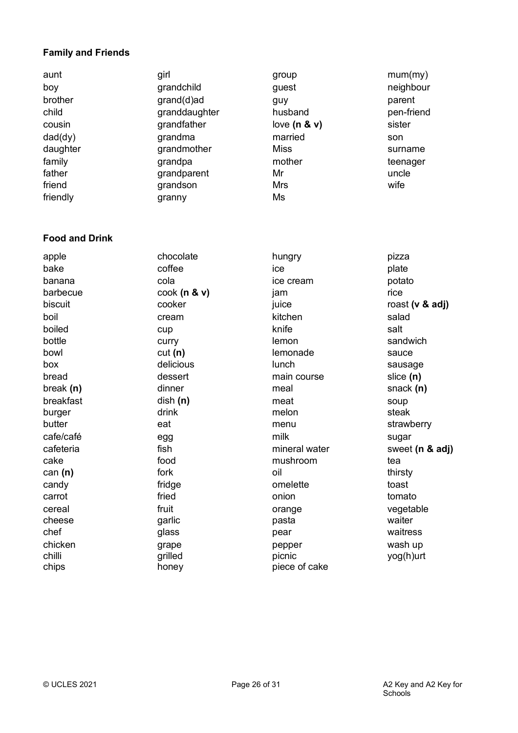### Family and Friends

aunt
boy
brother
child
cousin
dad(dy)
daughter
family
father
friend
friendly
girl
grandchild
grand(d)ad
granddaughter
grandfather
grandma
grandmother
grandpa
grandparent
grandson
granny
group
guest
guy
husband
love **(n & v)**
married
Miss
mother
Mr
Mrs
Ms
mum(my)
neighbour
parent
pen-friend
sister
son
surname
teenager
uncle
wife

### Food and Drink

apple
bake
banana
barbecue
biscuit
boil
boiled
bottle
bowl
box
bread
break **(n)**
breakfast
burger
butter
cafe/café
cafeteria
cake
can **(n)**
candy
carrot
cereal
cheese
chef
chicken
chilli
chips
chocolate
coffee
cola
cook **(n & v)**
cooker
cream
cup
curry
cut **(n)**
delicious
dessert
dinner
dish **(n)**
drink
eat
egg
fish
food
fork
fridge
fried
fruit
garlic
glass
grape
grilled
honey
hungry
ice
ice cream
jam
juice
kitchen
knife
lemon
lemonade
lunch
main course
meal
meat
melon
menu
milk
mineral water
mushroom
oil
omelette
onion
orange
pasta
pear
pepper
picnic
piece of cake
pizza
plate
potato
rice
roast **(v & adj)**
salad
salt
sandwich
sauce
sausage
slice **(n)**
snack **(n)**
soup
steak
strawberry
sugar
sweet **(n & adj)**
tea
thirsty
toast
tomato
vegetable
waiter
waitress
wash up
yog(h)urt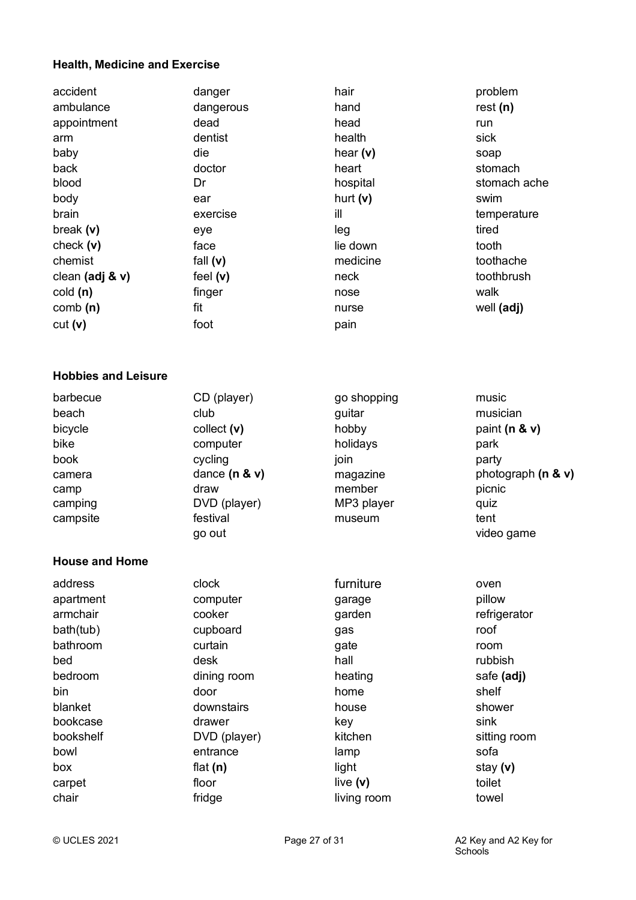**Health, Medicine and Exercise**

accident
ambulance
appointment
arm
baby
back
blood
body
brain
break **(v)**
check **(v)**
chemist
clean **(adj & v)**
cold **(n)**
comb **(n)**
cut **(v)**
danger
dangerous
dead
dentist
die
doctor
Dr
ear
exercise
eye
face
fall **(v)**
feel **(v)**
finger
fit
foot
hair
hand
head
health
hear **(v)**
heart
hospital
hurt **(v)**
ill
leg
lie down
medicine
neck
nose
nurse
pain
problem
rest **(n)**
run
sick
soap
stomach
stomach ache
swim
temperature
tired
tooth
toothache
toothbrush
walk
well **(adj)**

**Hobbies and Leisure**

barbecue
beach
bicycle
bike
book
camera
camp
camping
campsite
CD (player)
club
collect **(v)**
computer
cycling
dance **(n & v)**
draw
DVD (player)
festival
go out
go shopping
guitar
hobby
holidays
join
magazine
member
MP3 player
museum
music
musician
paint **(n & v)**
park
party
photograph **(n & v)**
picnic
quiz
tent
video game

**House and Home**

address
apartment
armchair
bath(tub)
bathroom
bed
bedroom
bin
blanket
bookcase
bookshelf
bowl
box
carpet
chair
clock
computer
cooker
cupboard
curtain
desk
dining room
door
downstairs
drawer
DVD (player)
entrance
flat **(n)**
floor
fridge
furniture
garage
garden
gas
gate
hall
heating
home
house
key
kitchen
lamp
light
live **(v)**
living room
oven
pillow
refrigerator
roof
room
rubbish
safe **(adj)**
shelf
shower
sink
sitting room
sofa
stay **(v)**
toilet
towel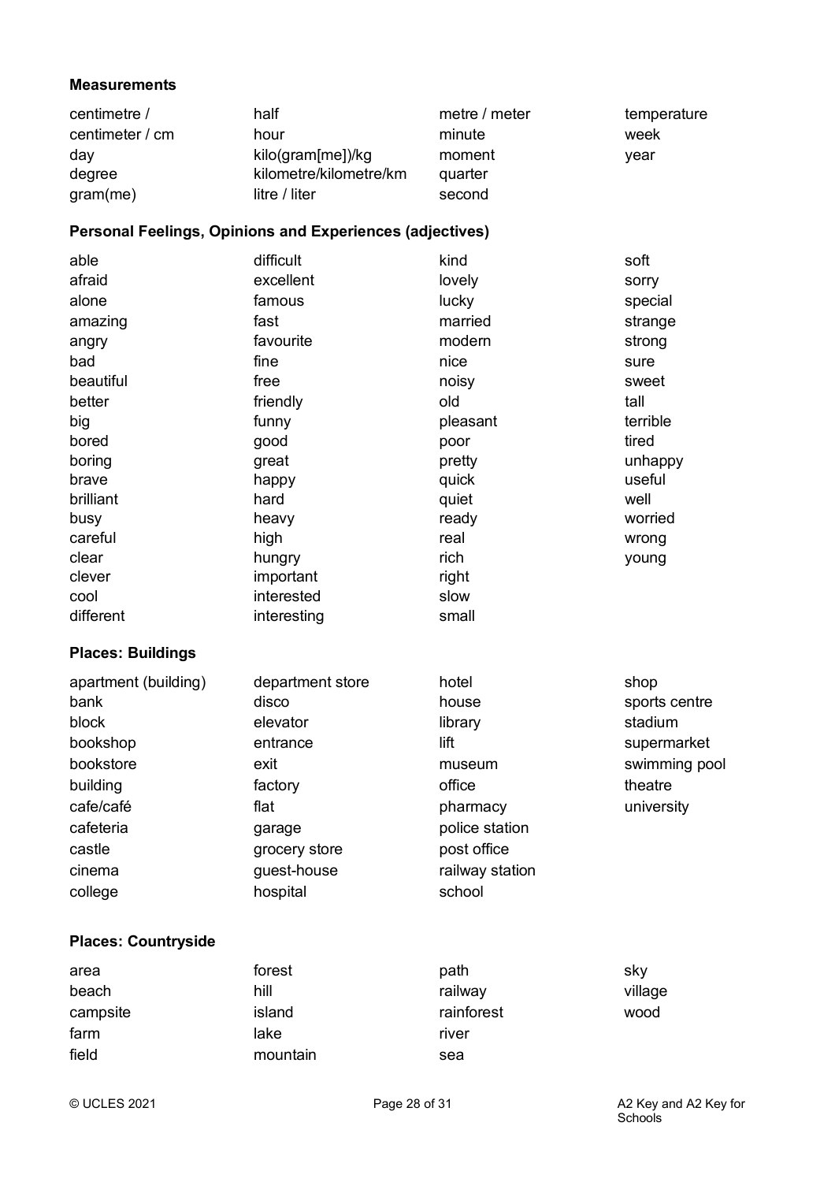**Measurements**

centimetre / centimeter / cm
day
degree
gram(me)
half
hour
kilo(gram[me])/kg
kilometre/kilometre/km
litre / liter
metre / meter
minute
moment
quarter
second
temperature
week
year

**Personal Feelings, Opinions and Experiences (adjectives)**

able
afraid
alone
amazing
angry
bad
beautiful
better
big
bored
boring
brave
brilliant
busy
careful
clear
clever
cool
different
difficult
excellent
famous
fast
favourite
fine
free
friendly
funny
good
great
happy
hard
heavy
high
hungry
important
interested
interesting
kind
lovely
lucky
married
modern
nice
noisy
old
pleasant
poor
pretty
quick
quiet
ready
real
rich
right
slow
small
soft
sorry
special
strange
strong
sure
sweet
tall
terrible
tired
unhappy
useful
well
worried
wrong
young

**Places: Buildings**

apartment (building)
bank
block
bookshop
bookstore
building
cafe/café
cafeteria
castle
cinema
college
department store
disco
elevator
entrance
exit
factory
flat
garage
grocery store
guest-house
hospital
hotel
house
library
lift
museum
office
pharmacy
police station
post office
railway station
school
shop
sports centre
stadium
supermarket
swimming pool
theatre
university

**Places: Countryside**

area
beach
campsite
farm
field
forest
hill
island
lake
mountain
path
railway
rainforest
river
sea
sky
village
wood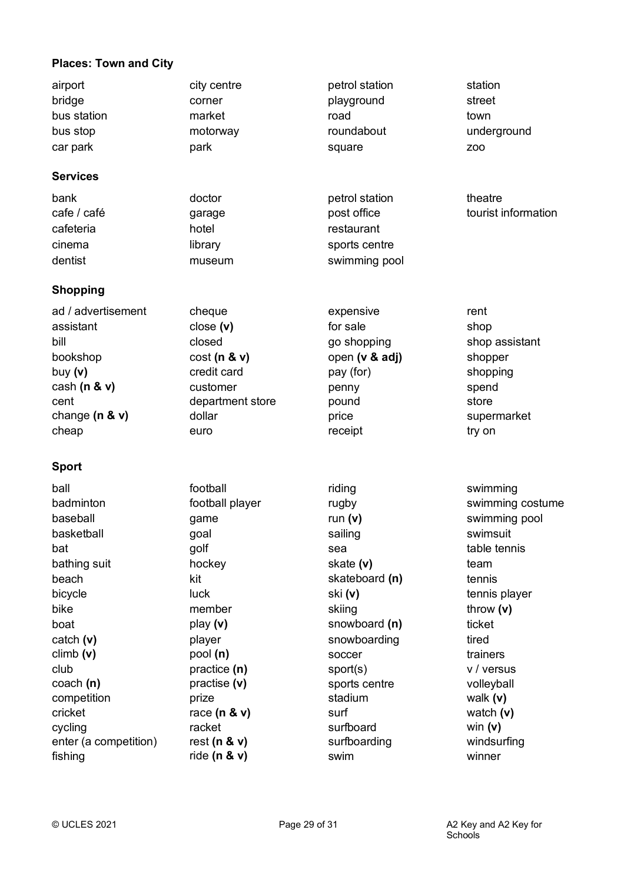### Places: Town and City

airport
bridge
bus station
bus stop
car park
city centre
corner
market
motorway
park
petrol station
playground
road
roundabout
square
station
street
town
underground
zoo

### Services

bank
cafe / café
cafeteria
cinema
dentist
doctor
garage
hotel
library
museum
petrol station
post office
restaurant
sports centre
swimming pool
theatre
tourist information

### Shopping

ad / advertisement
assistant
bill
bookshop
buy **(v)**
cash **(n & v)**
cent
change **(n & v)**
cheap
cheque
close **(v)**
closed
cost **(n & v)**
credit card
customer
department store
dollar
euro
expensive
for sale
go shopping
open **(v & adj)**
pay (for)
penny
pound
price
receipt
rent
shop
shop assistant
shopper
shopping
spend
store
supermarket
try on

### Sport

ball
badminton
baseball
basketball
bat
bathing suit
beach
bicycle
bike
boat
catch **(v)**
climb **(v)**
club
coach **(n)**
competition
cricket
cycling
enter (a competition)
fishing
football
football player
game
goal
golf
hockey
kit
luck
member
play **(v)**
player
pool **(n)**
practice **(n)**
practise **(v)**
prize
race **(n & v)**
racket
rest **(n & v)**
ride **(n & v)**
riding
rugby
run **(v)**
sailing
sea
skate **(v)**
skateboard **(n)**
ski **(v)**
skiing
snowboard **(n)**
snowboarding
soccer
sport(s)
sports centre
stadium
surf
surfboard
surfboarding
swim
swimming
swimming costume
swimming pool
swimsuit
table tennis
team
tennis
tennis player
throw **(v)**
ticket
tired
trainers
v / versus
volleyball
walk **(v)**
watch **(v)**
win **(v)**
windsurfing
winner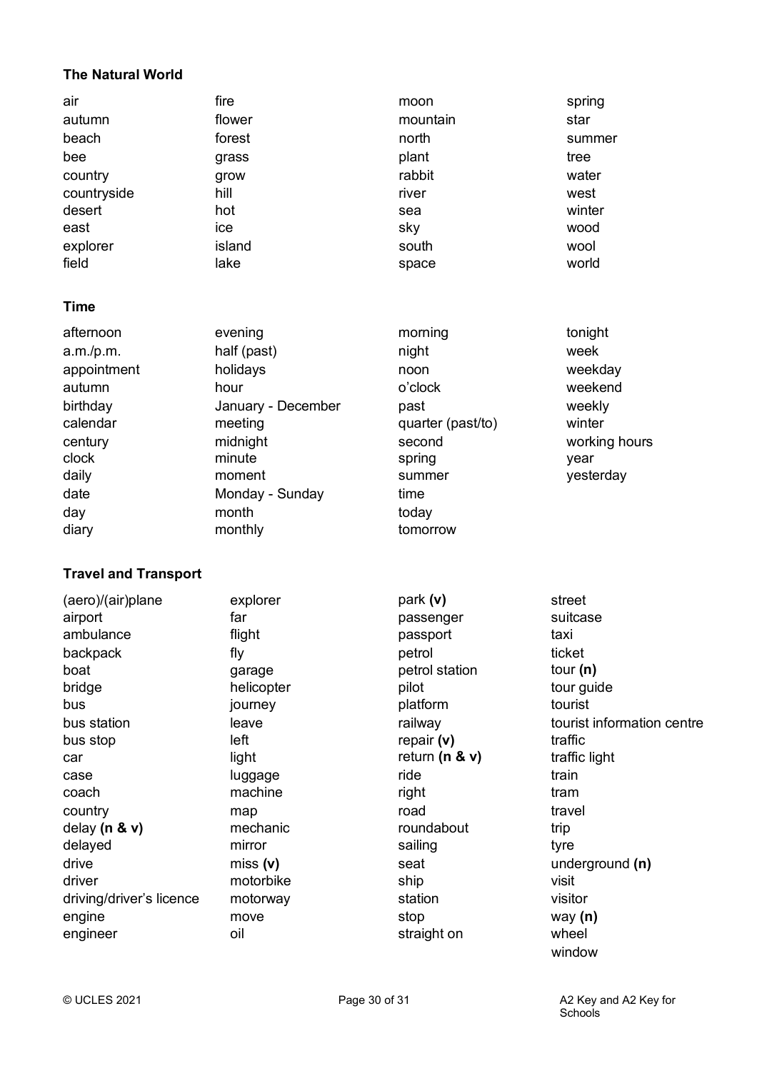### The Natural World

| | | | |
|---|---|---|---|
| air | fire | moon | spring |
| autumn | flower | mountain | star |
| beach | forest | north | summer |
| bee | grass | plant | tree |
| country | grow | rabbit | water |
| countryside | hill | river | west |
| desert | hot | sea | winter |
| east | ice | sky | wood |
| explorer | island | south | wool |
| field | lake | space | world |

### Time

| | | | |
|---|---|---|---|
| afternoon | evening | morning | tonight |
| a.m./p.m. | half (past) | night | week |
| appointment | holidays | noon | weekday |
| autumn | hour | o'clock | weekend |
| birthday | January - December | past | weekly |
| calendar | meeting | quarter (past/to) | winter |
| century | midnight | second | working hours |
| clock | minute | spring | year |
| daily | moment | summer | yesterday |
| date | Monday - Sunday | time | |
| day | month | today | |
| diary | monthly | tomorrow | |

### Travel and Transport

| | | | |
|---|---|---|---|
| (aero)/(air)plane | explorer | park **(v)** | street |
| airport | far | passenger | suitcase |
| ambulance | flight | passport | taxi |
| backpack | fly | petrol | ticket |
| boat | garage | petrol station | tour **(n)** |
| bridge | helicopter | pilot | tour guide |
| bus | journey | platform | tourist |
| bus station | leave | railway | tourist information centre |
| bus stop | left | repair **(v)** | traffic |
| car | light | return **(n & v)** | traffic light |
| case | luggage | ride | train |
| coach | machine | right | tram |
| country | map | road | travel |
| delay **(n & v)** | mechanic | roundabout | trip |
| delayed | mirror | sailing | tyre |
| drive | miss **(v)** | seat | underground **(n)** |
| driver | motorbike | ship | visit |
| driving/driver's licence | motorway | station | visitor |
| engine | move | stop | way **(n)** |
| engineer | oil | straight on | wheel |
| | | | window |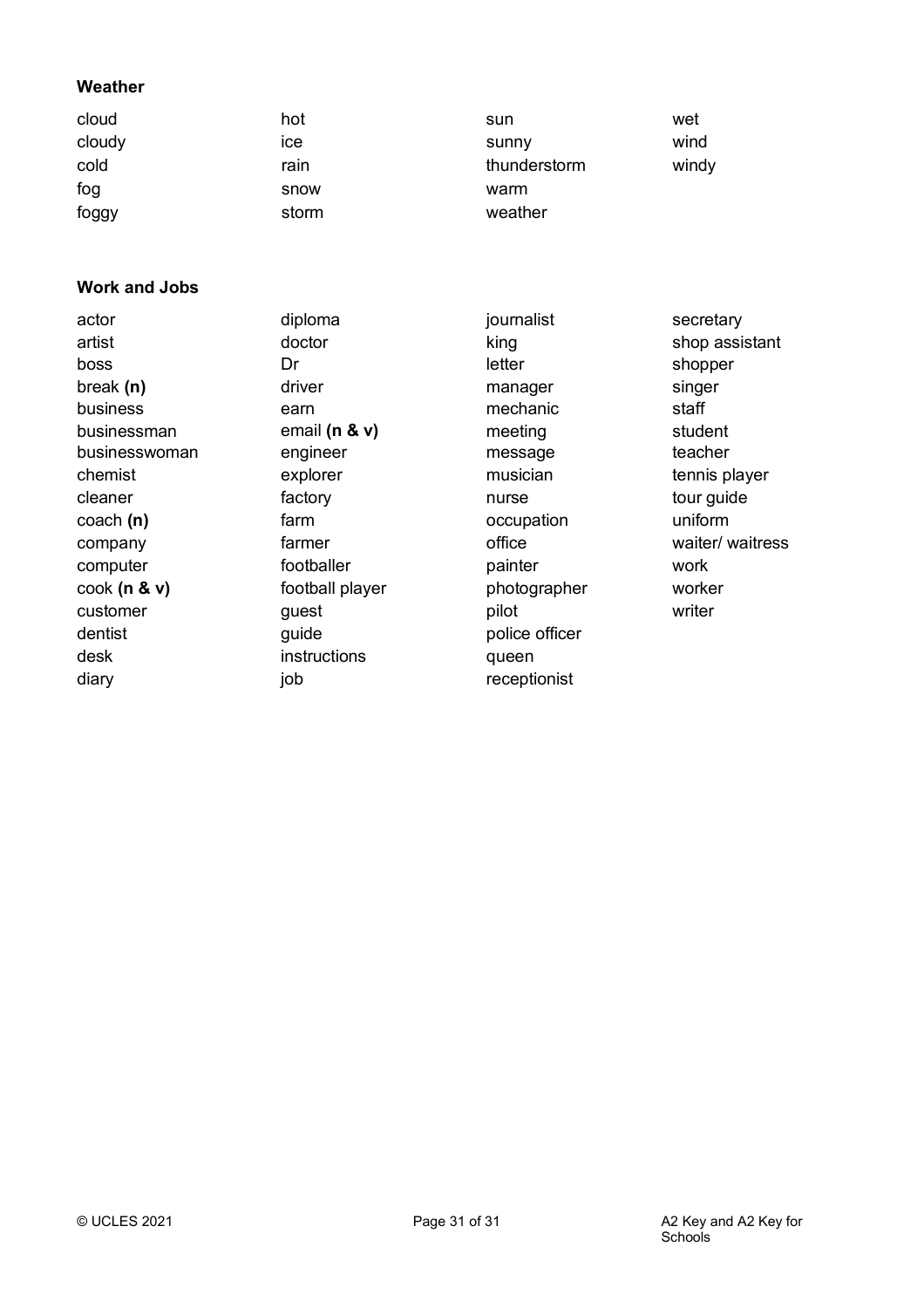**Weather**

cloud
cloudy
cold
fog
foggy
hot
ice
rain
snow
storm
sun
sunny
thunderstorm
warm
weather
wet
wind
windy

**Work and Jobs**

actor
artist
boss
break **(n)**
business
businessman
businesswoman
chemist
cleaner
coach **(n)**
company
computer
cook **(n & v)**
customer
dentist
desk
diary
diploma
doctor
Dr
driver
earn
email **(n & v)**
engineer
explorer
factory
farm
farmer
footballer
football player
guest
guide
instructions
job
journalist
king
letter
manager
mechanic
meeting
message
musician
nurse
occupation
office
painter
photographer
pilot
police officer
queen
receptionist
secretary
shop assistant
shopper
singer
staff
student
teacher
tennis player
tour guide
uniform
waiter/ waitress
work
worker
writer